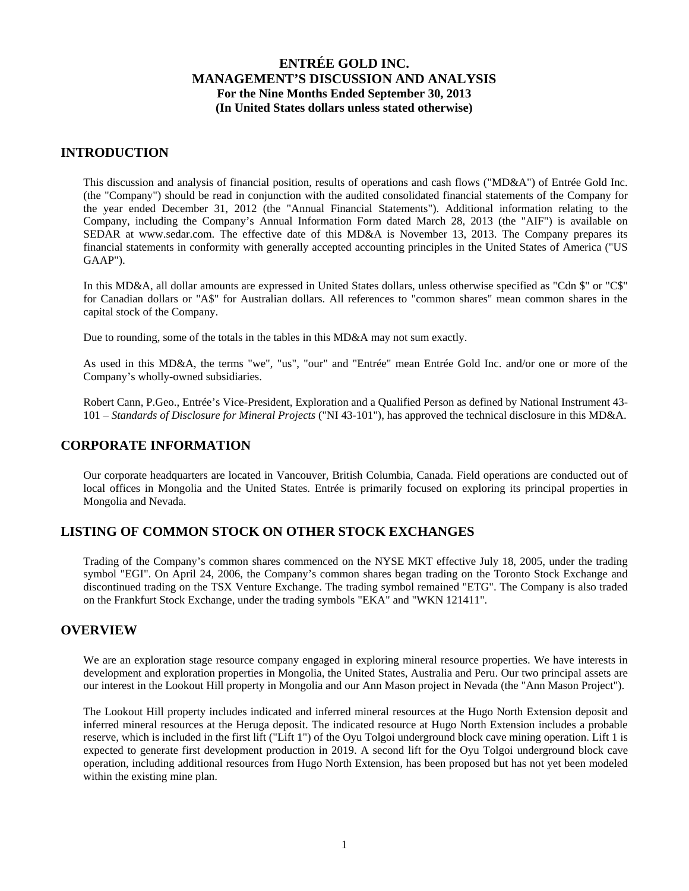# ENTRÉE GOLD INC.
# MANAGEMENT'S DISCUSSION AND ANALYSIS
**For the Nine Months Ended September 30, 2013**
**(In United States dollars unless stated otherwise)**

## INTRODUCTION

This discussion and analysis of financial position, results of operations and cash flows ("MD&A") of Entrée Gold Inc. (the "Company") should be read in conjunction with the audited consolidated financial statements of the Company for the year ended December 31, 2012 (the "Annual Financial Statements"). Additional information relating to the Company, including the Company's Annual Information Form dated March 28, 2013 (the "AIF") is available on SEDAR at www.sedar.com. The effective date of this MD&A is November 13, 2013. The Company prepares its financial statements in conformity with generally accepted accounting principles in the United States of America ("US GAAP").

In this MD&A, all dollar amounts are expressed in United States dollars, unless otherwise specified as "Cdn $" or "C$" for Canadian dollars or "A$" for Australian dollars. All references to "common shares" mean common shares in the capital stock of the Company.

Due to rounding, some of the totals in the tables in this MD&A may not sum exactly.

As used in this MD&A, the terms "we", "us", "our" and "Entrée" mean Entrée Gold Inc. and/or one or more of the Company's wholly-owned subsidiaries.

Robert Cann, P.Geo., Entrée's Vice-President, Exploration and a Qualified Person as defined by National Instrument 43-101 – *Standards of Disclosure for Mineral Projects* ("NI 43-101"), has approved the technical disclosure in this MD&A.

## CORPORATE INFORMATION

Our corporate headquarters are located in Vancouver, British Columbia, Canada. Field operations are conducted out of local offices in Mongolia and the United States. Entrée is primarily focused on exploring its principal properties in Mongolia and Nevada.

## LISTING OF COMMON STOCK ON OTHER STOCK EXCHANGES

Trading of the Company's common shares commenced on the NYSE MKT effective July 18, 2005, under the trading symbol "EGI". On April 24, 2006, the Company's common shares began trading on the Toronto Stock Exchange and discontinued trading on the TSX Venture Exchange. The trading symbol remained "ETG". The Company is also traded on the Frankfurt Stock Exchange, under the trading symbols "EKA" and "WKN 121411".

## OVERVIEW

We are an exploration stage resource company engaged in exploring mineral resource properties. We have interests in development and exploration properties in Mongolia, the United States, Australia and Peru. Our two principal assets are our interest in the Lookout Hill property in Mongolia and our Ann Mason project in Nevada (the "Ann Mason Project").

The Lookout Hill property includes indicated and inferred mineral resources at the Hugo North Extension deposit and inferred mineral resources at the Heruga deposit. The indicated resource at Hugo North Extension includes a probable reserve, which is included in the first lift ("Lift 1") of the Oyu Tolgoi underground block cave mining operation. Lift 1 is expected to generate first development production in 2019. A second lift for the Oyu Tolgoi underground block cave operation, including additional resources from Hugo North Extension, has been proposed but has not yet been modeled within the existing mine plan.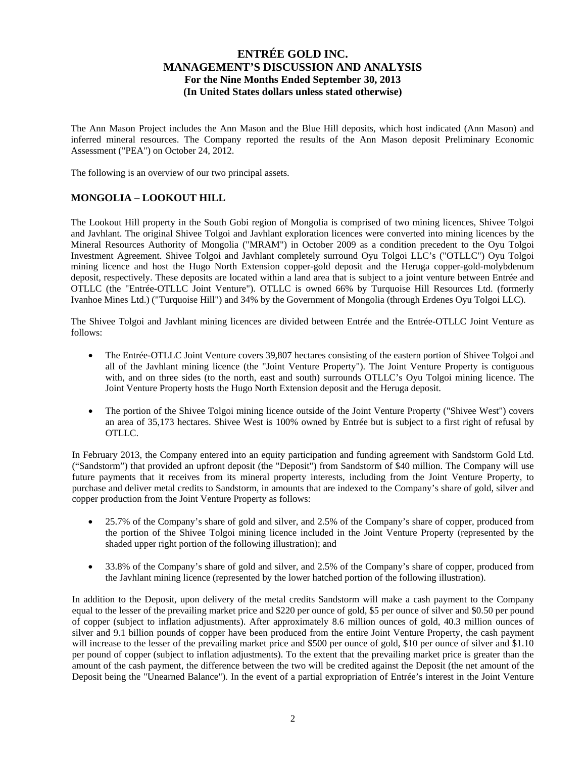The Ann Mason Project includes the Ann Mason and the Blue Hill deposits, which host indicated (Ann Mason) and inferred mineral resources. The Company reported the results of the Ann Mason deposit Preliminary Economic Assessment ("PEA") on October 24, 2012.

The following is an overview of our two principal assets.

## MONGOLIA – LOOKOUT HILL

The Lookout Hill property in the South Gobi region of Mongolia is comprised of two mining licences, Shivee Tolgoi and Javhlant. The original Shivee Tolgoi and Javhlant exploration licences were converted into mining licences by the Mineral Resources Authority of Mongolia ("MRAM") in October 2009 as a condition precedent to the Oyu Tolgoi Investment Agreement. Shivee Tolgoi and Javhlant completely surround Oyu Tolgoi LLC's ("OTLLC") Oyu Tolgoi mining licence and host the Hugo North Extension copper-gold deposit and the Heruga copper-gold-molybdenum deposit, respectively. These deposits are located within a land area that is subject to a joint venture between Entrée and OTLLC (the "Entrée-OTLLC Joint Venture"). OTLLC is owned 66% by Turquoise Hill Resources Ltd. (formerly Ivanhoe Mines Ltd.) ("Turquoise Hill") and 34% by the Government of Mongolia (through Erdenes Oyu Tolgoi LLC).

The Shivee Tolgoi and Javhlant mining licences are divided between Entrée and the Entrée-OTLLC Joint Venture as follows:

- The Entrée-OTLLC Joint Venture covers 39,807 hectares consisting of the eastern portion of Shivee Tolgoi and all of the Javhlant mining licence (the "Joint Venture Property"). The Joint Venture Property is contiguous with, and on three sides (to the north, east and south) surrounds OTLLC's Oyu Tolgoi mining licence. The Joint Venture Property hosts the Hugo North Extension deposit and the Heruga deposit.
- The portion of the Shivee Tolgoi mining licence outside of the Joint Venture Property ("Shivee West") covers an area of 35,173 hectares. Shivee West is 100% owned by Entrée but is subject to a first right of refusal by OTLLC.

In February 2013, the Company entered into an equity participation and funding agreement with Sandstorm Gold Ltd. ("Sandstorm") that provided an upfront deposit (the "Deposit") from Sandstorm of $40 million. The Company will use future payments that it receives from its mineral property interests, including from the Joint Venture Property, to purchase and deliver metal credits to Sandstorm, in amounts that are indexed to the Company's share of gold, silver and copper production from the Joint Venture Property as follows:

- 25.7% of the Company's share of gold and silver, and 2.5% of the Company's share of copper, produced from the portion of the Shivee Tolgoi mining licence included in the Joint Venture Property (represented by the shaded upper right portion of the following illustration); and
- 33.8% of the Company's share of gold and silver, and 2.5% of the Company's share of copper, produced from the Javhlant mining licence (represented by the lower hatched portion of the following illustration).

In addition to the Deposit, upon delivery of the metal credits Sandstorm will make a cash payment to the Company equal to the lesser of the prevailing market price and $220 per ounce of gold, $5 per ounce of silver and $0.50 per pound of copper (subject to inflation adjustments). After approximately 8.6 million ounces of gold, 40.3 million ounces of silver and 9.1 billion pounds of copper have been produced from the entire Joint Venture Property, the cash payment will increase to the lesser of the prevailing market price and $500 per ounce of gold, $10 per ounce of silver and $1.10 per pound of copper (subject to inflation adjustments). To the extent that the prevailing market price is greater than the amount of the cash payment, the difference between the two will be credited against the Deposit (the net amount of the Deposit being the "Unearned Balance"). In the event of a partial expropriation of Entrée's interest in the Joint Venture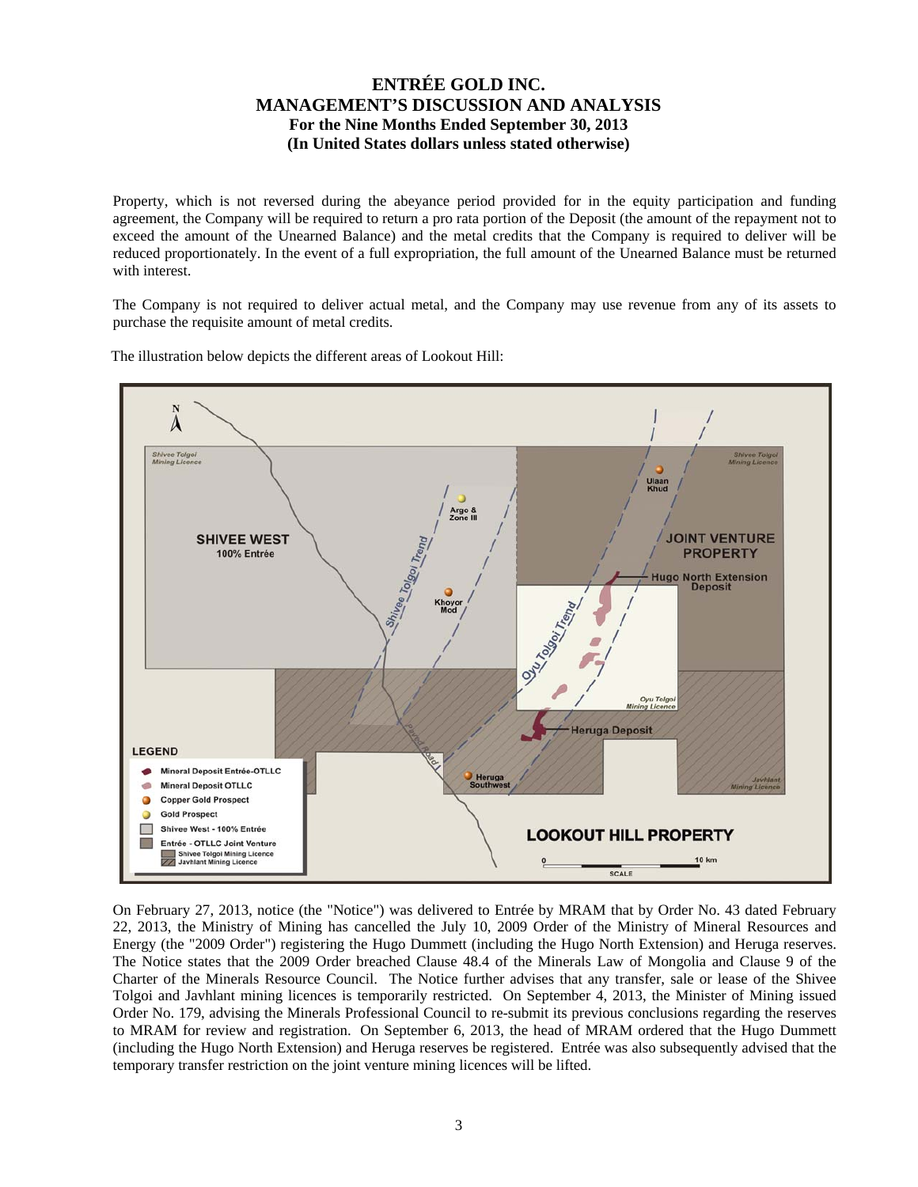Property, which is not reversed during the abeyance period provided for in the equity participation and funding agreement, the Company will be required to return a pro rata portion of the Deposit (the amount of the repayment not to exceed the amount of the Unearned Balance) and the metal credits that the Company is required to deliver will be reduced proportionately. In the event of a full expropriation, the full amount of the Unearned Balance must be returned with interest.

The Company is not required to deliver actual metal, and the Company may use revenue from any of its assets to purchase the requisite amount of metal credits.

The illustration below depicts the different areas of Lookout Hill:

On February 27, 2013, notice (the "Notice") was delivered to Entrée by MRAM that by Order No. 43 dated February 22, 2013, the Ministry of Mining has cancelled the July 10, 2009 Order of the Ministry of Mineral Resources and Energy (the "2009 Order") registering the Hugo Dummett (including the Hugo North Extension) and Heruga reserves. The Notice states that the 2009 Order breached Clause 48.4 of the Minerals Law of Mongolia and Clause 9 of the Charter of the Minerals Resource Council. The Notice further advises that any transfer, sale or lease of the Shivee Tolgoi and Javhlant mining licences is temporarily restricted. On September 4, 2013, the Minister of Mining issued Order No. 179, advising the Minerals Professional Council to re-submit its previous conclusions regarding the reserves to MRAM for review and registration. On September 6, 2013, the head of MRAM ordered that the Hugo Dummett (including the Hugo North Extension) and Heruga reserves be registered. Entrée was also subsequently advised that the temporary transfer restriction on the joint venture mining licences will be lifted.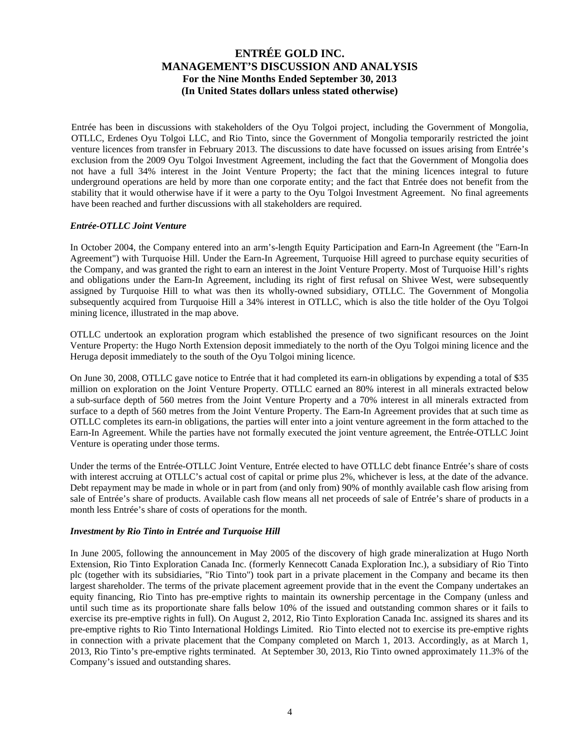Entrée has been in discussions with stakeholders of the Oyu Tolgoi project, including the Government of Mongolia, OTLLC, Erdenes Oyu Tolgoi LLC, and Rio Tinto, since the Government of Mongolia temporarily restricted the joint venture licences from transfer in February 2013. The discussions to date have focussed on issues arising from Entrée's exclusion from the 2009 Oyu Tolgoi Investment Agreement, including the fact that the Government of Mongolia does not have a full 34% interest in the Joint Venture Property; the fact that the mining licences integral to future underground operations are held by more than one corporate entity; and the fact that Entrée does not benefit from the stability that it would otherwise have if it were a party to the Oyu Tolgoi Investment Agreement. No final agreements have been reached and further discussions with all stakeholders are required.

### *Entrée-OTLLC Joint Venture*

In October 2004, the Company entered into an arm's-length Equity Participation and Earn-In Agreement (the "Earn-In Agreement") with Turquoise Hill. Under the Earn-In Agreement, Turquoise Hill agreed to purchase equity securities of the Company, and was granted the right to earn an interest in the Joint Venture Property. Most of Turquoise Hill's rights and obligations under the Earn-In Agreement, including its right of first refusal on Shivee West, were subsequently assigned by Turquoise Hill to what was then its wholly-owned subsidiary, OTLLC. The Government of Mongolia subsequently acquired from Turquoise Hill a 34% interest in OTLLC, which is also the title holder of the Oyu Tolgoi mining licence, illustrated in the map above.

OTLLC undertook an exploration program which established the presence of two significant resources on the Joint Venture Property: the Hugo North Extension deposit immediately to the north of the Oyu Tolgoi mining licence and the Heruga deposit immediately to the south of the Oyu Tolgoi mining licence.

On June 30, 2008, OTLLC gave notice to Entrée that it had completed its earn-in obligations by expending a total of $35 million on exploration on the Joint Venture Property. OTLLC earned an 80% interest in all minerals extracted below a sub-surface depth of 560 metres from the Joint Venture Property and a 70% interest in all minerals extracted from surface to a depth of 560 metres from the Joint Venture Property. The Earn-In Agreement provides that at such time as OTLLC completes its earn-in obligations, the parties will enter into a joint venture agreement in the form attached to the Earn-In Agreement. While the parties have not formally executed the joint venture agreement, the Entrée-OTLLC Joint Venture is operating under those terms.

Under the terms of the Entrée-OTLLC Joint Venture, Entrée elected to have OTLLC debt finance Entrée's share of costs with interest accruing at OTLLC's actual cost of capital or prime plus 2%, whichever is less, at the date of the advance. Debt repayment may be made in whole or in part from (and only from) 90% of monthly available cash flow arising from sale of Entrée's share of products. Available cash flow means all net proceeds of sale of Entrée's share of products in a month less Entrée's share of costs of operations for the month.

### *Investment by Rio Tinto in Entrée and Turquoise Hill*

In June 2005, following the announcement in May 2005 of the discovery of high grade mineralization at Hugo North Extension, Rio Tinto Exploration Canada Inc. (formerly Kennecott Canada Exploration Inc.), a subsidiary of Rio Tinto plc (together with its subsidiaries, "Rio Tinto") took part in a private placement in the Company and became its then largest shareholder. The terms of the private placement agreement provide that in the event the Company undertakes an equity financing, Rio Tinto has pre-emptive rights to maintain its ownership percentage in the Company (unless and until such time as its proportionate share falls below 10% of the issued and outstanding common shares or it fails to exercise its pre-emptive rights in full). On August 2, 2012, Rio Tinto Exploration Canada Inc. assigned its shares and its pre-emptive rights to Rio Tinto International Holdings Limited. Rio Tinto elected not to exercise its pre-emptive rights in connection with a private placement that the Company completed on March 1, 2013. Accordingly, as at March 1, 2013, Rio Tinto's pre-emptive rights terminated. At September 30, 2013, Rio Tinto owned approximately 11.3% of the Company's issued and outstanding shares.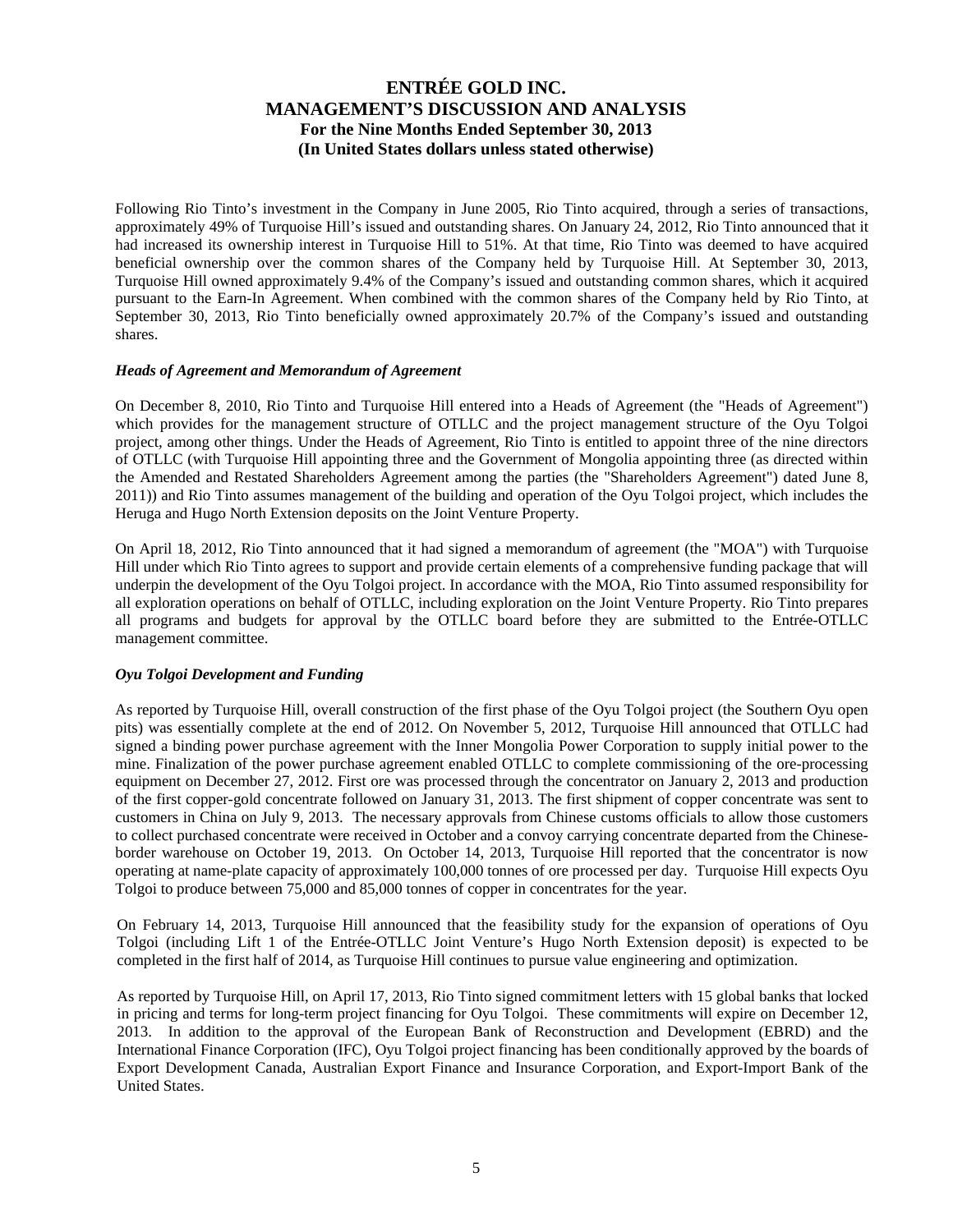Following Rio Tinto's investment in the Company in June 2005, Rio Tinto acquired, through a series of transactions, approximately 49% of Turquoise Hill's issued and outstanding shares. On January 24, 2012, Rio Tinto announced that it had increased its ownership interest in Turquoise Hill to 51%. At that time, Rio Tinto was deemed to have acquired beneficial ownership over the common shares of the Company held by Turquoise Hill. At September 30, 2013, Turquoise Hill owned approximately 9.4% of the Company's issued and outstanding common shares, which it acquired pursuant to the Earn-In Agreement. When combined with the common shares of the Company held by Rio Tinto, at September 30, 2013, Rio Tinto beneficially owned approximately 20.7% of the Company's issued and outstanding shares.

***Heads of Agreement and Memorandum of Agreement***

On December 8, 2010, Rio Tinto and Turquoise Hill entered into a Heads of Agreement (the "Heads of Agreement") which provides for the management structure of OTLLC and the project management structure of the Oyu Tolgoi project, among other things. Under the Heads of Agreement, Rio Tinto is entitled to appoint three of the nine directors of OTLLC (with Turquoise Hill appointing three and the Government of Mongolia appointing three (as directed within the Amended and Restated Shareholders Agreement among the parties (the "Shareholders Agreement") dated June 8, 2011)) and Rio Tinto assumes management of the building and operation of the Oyu Tolgoi project, which includes the Heruga and Hugo North Extension deposits on the Joint Venture Property.

On April 18, 2012, Rio Tinto announced that it had signed a memorandum of agreement (the "MOA") with Turquoise Hill under which Rio Tinto agrees to support and provide certain elements of a comprehensive funding package that will underpin the development of the Oyu Tolgoi project. In accordance with the MOA, Rio Tinto assumed responsibility for all exploration operations on behalf of OTLLC, including exploration on the Joint Venture Property. Rio Tinto prepares all programs and budgets for approval by the OTLLC board before they are submitted to the Entrée-OTLLC management committee.

***Oyu Tolgoi Development and Funding***

As reported by Turquoise Hill, overall construction of the first phase of the Oyu Tolgoi project (the Southern Oyu open pits) was essentially complete at the end of 2012. On November 5, 2012, Turquoise Hill announced that OTLLC had signed a binding power purchase agreement with the Inner Mongolia Power Corporation to supply initial power to the mine. Finalization of the power purchase agreement enabled OTLLC to complete commissioning of the ore-processing equipment on December 27, 2012. First ore was processed through the concentrator on January 2, 2013 and production of the first copper-gold concentrate followed on January 31, 2013. The first shipment of copper concentrate was sent to customers in China on July 9, 2013. The necessary approvals from Chinese customs officials to allow those customers to collect purchased concentrate were received in October and a convoy carrying concentrate departed from the Chinese-border warehouse on October 19, 2013. On October 14, 2013, Turquoise Hill reported that the concentrator is now operating at name-plate capacity of approximately 100,000 tonnes of ore processed per day. Turquoise Hill expects Oyu Tolgoi to produce between 75,000 and 85,000 tonnes of copper in concentrates for the year.

On February 14, 2013, Turquoise Hill announced that the feasibility study for the expansion of operations of Oyu Tolgoi (including Lift 1 of the Entrée-OTLLC Joint Venture's Hugo North Extension deposit) is expected to be completed in the first half of 2014, as Turquoise Hill continues to pursue value engineering and optimization.

As reported by Turquoise Hill, on April 17, 2013, Rio Tinto signed commitment letters with 15 global banks that locked in pricing and terms for long-term project financing for Oyu Tolgoi. These commitments will expire on December 12, 2013. In addition to the approval of the European Bank of Reconstruction and Development (EBRD) and the International Finance Corporation (IFC), Oyu Tolgoi project financing has been conditionally approved by the boards of Export Development Canada, Australian Export Finance and Insurance Corporation, and Export-Import Bank of the United States.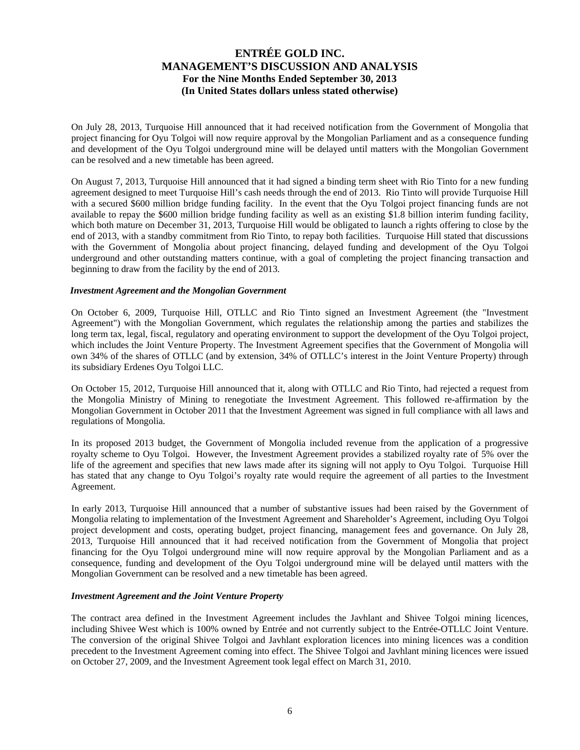On July 28, 2013, Turquoise Hill announced that it had received notification from the Government of Mongolia that project financing for Oyu Tolgoi will now require approval by the Mongolian Parliament and as a consequence funding and development of the Oyu Tolgoi underground mine will be delayed until matters with the Mongolian Government can be resolved and a new timetable has been agreed.

On August 7, 2013, Turquoise Hill announced that it had signed a binding term sheet with Rio Tinto for a new funding agreement designed to meet Turquoise Hill's cash needs through the end of 2013. Rio Tinto will provide Turquoise Hill with a secured $600 million bridge funding facility. In the event that the Oyu Tolgoi project financing funds are not available to repay the $600 million bridge funding facility as well as an existing $1.8 billion interim funding facility, which both mature on December 31, 2013, Turquoise Hill would be obligated to launch a rights offering to close by the end of 2013, with a standby commitment from Rio Tinto, to repay both facilities. Turquoise Hill stated that discussions with the Government of Mongolia about project financing, delayed funding and development of the Oyu Tolgoi underground and other outstanding matters continue, with a goal of completing the project financing transaction and beginning to draw from the facility by the end of 2013.

***Investment Agreement and the Mongolian Government***

On October 6, 2009, Turquoise Hill, OTLLC and Rio Tinto signed an Investment Agreement (the "Investment Agreement") with the Mongolian Government, which regulates the relationship among the parties and stabilizes the long term tax, legal, fiscal, regulatory and operating environment to support the development of the Oyu Tolgoi project, which includes the Joint Venture Property. The Investment Agreement specifies that the Government of Mongolia will own 34% of the shares of OTLLC (and by extension, 34% of OTLLC's interest in the Joint Venture Property) through its subsidiary Erdenes Oyu Tolgoi LLC.

On October 15, 2012, Turquoise Hill announced that it, along with OTLLC and Rio Tinto, had rejected a request from the Mongolia Ministry of Mining to renegotiate the Investment Agreement. This followed re-affirmation by the Mongolian Government in October 2011 that the Investment Agreement was signed in full compliance with all laws and regulations of Mongolia.

In its proposed 2013 budget, the Government of Mongolia included revenue from the application of a progressive royalty scheme to Oyu Tolgoi. However, the Investment Agreement provides a stabilized royalty rate of 5% over the life of the agreement and specifies that new laws made after its signing will not apply to Oyu Tolgoi. Turquoise Hill has stated that any change to Oyu Tolgoi's royalty rate would require the agreement of all parties to the Investment Agreement.

In early 2013, Turquoise Hill announced that a number of substantive issues had been raised by the Government of Mongolia relating to implementation of the Investment Agreement and Shareholder's Agreement, including Oyu Tolgoi project development and costs, operating budget, project financing, management fees and governance. On July 28, 2013, Turquoise Hill announced that it had received notification from the Government of Mongolia that project financing for the Oyu Tolgoi underground mine will now require approval by the Mongolian Parliament and as a consequence, funding and development of the Oyu Tolgoi underground mine will be delayed until matters with the Mongolian Government can be resolved and a new timetable has been agreed.

***Investment Agreement and the Joint Venture Property***

The contract area defined in the Investment Agreement includes the Javhlant and Shivee Tolgoi mining licences, including Shivee West which is 100% owned by Entrée and not currently subject to the Entrée-OTLLC Joint Venture. The conversion of the original Shivee Tolgoi and Javhlant exploration licences into mining licences was a condition precedent to the Investment Agreement coming into effect. The Shivee Tolgoi and Javhlant mining licences were issued on October 27, 2009, and the Investment Agreement took legal effect on March 31, 2010.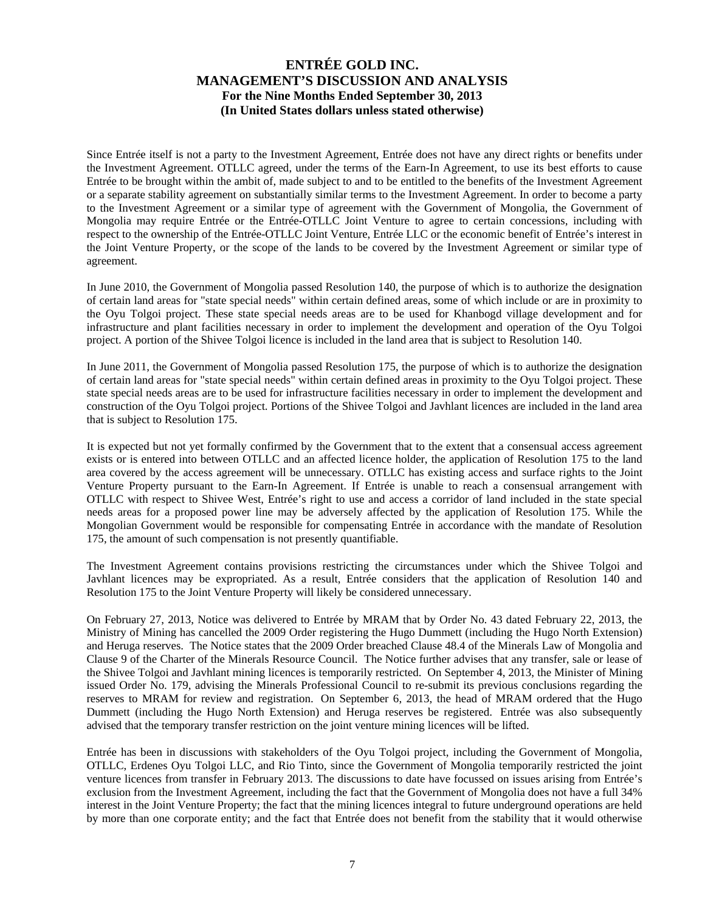Since Entrée itself is not a party to the Investment Agreement, Entrée does not have any direct rights or benefits under the Investment Agreement. OTLLC agreed, under the terms of the Earn-In Agreement, to use its best efforts to cause Entrée to be brought within the ambit of, made subject to and to be entitled to the benefits of the Investment Agreement or a separate stability agreement on substantially similar terms to the Investment Agreement. In order to become a party to the Investment Agreement or a similar type of agreement with the Government of Mongolia, the Government of Mongolia may require Entrée or the Entrée-OTLLC Joint Venture to agree to certain concessions, including with respect to the ownership of the Entrée-OTLLC Joint Venture, Entrée LLC or the economic benefit of Entrée's interest in the Joint Venture Property, or the scope of the lands to be covered by the Investment Agreement or similar type of agreement.

In June 2010, the Government of Mongolia passed Resolution 140, the purpose of which is to authorize the designation of certain land areas for "state special needs" within certain defined areas, some of which include or are in proximity to the Oyu Tolgoi project. These state special needs areas are to be used for Khanbogd village development and for infrastructure and plant facilities necessary in order to implement the development and operation of the Oyu Tolgoi project. A portion of the Shivee Tolgoi licence is included in the land area that is subject to Resolution 140.

In June 2011, the Government of Mongolia passed Resolution 175, the purpose of which is to authorize the designation of certain land areas for "state special needs" within certain defined areas in proximity to the Oyu Tolgoi project. These state special needs areas are to be used for infrastructure facilities necessary in order to implement the development and construction of the Oyu Tolgoi project. Portions of the Shivee Tolgoi and Javhlant licences are included in the land area that is subject to Resolution 175.

It is expected but not yet formally confirmed by the Government that to the extent that a consensual access agreement exists or is entered into between OTLLC and an affected licence holder, the application of Resolution 175 to the land area covered by the access agreement will be unnecessary. OTLLC has existing access and surface rights to the Joint Venture Property pursuant to the Earn-In Agreement. If Entrée is unable to reach a consensual arrangement with OTLLC with respect to Shivee West, Entrée's right to use and access a corridor of land included in the state special needs areas for a proposed power line may be adversely affected by the application of Resolution 175. While the Mongolian Government would be responsible for compensating Entrée in accordance with the mandate of Resolution 175, the amount of such compensation is not presently quantifiable.

The Investment Agreement contains provisions restricting the circumstances under which the Shivee Tolgoi and Javhlant licences may be expropriated. As a result, Entrée considers that the application of Resolution 140 and Resolution 175 to the Joint Venture Property will likely be considered unnecessary.

On February 27, 2013, Notice was delivered to Entrée by MRAM that by Order No. 43 dated February 22, 2013, the Ministry of Mining has cancelled the 2009 Order registering the Hugo Dummett (including the Hugo North Extension) and Heruga reserves. The Notice states that the 2009 Order breached Clause 48.4 of the Minerals Law of Mongolia and Clause 9 of the Charter of the Minerals Resource Council. The Notice further advises that any transfer, sale or lease of the Shivee Tolgoi and Javhlant mining licences is temporarily restricted. On September 4, 2013, the Minister of Mining issued Order No. 179, advising the Minerals Professional Council to re-submit its previous conclusions regarding the reserves to MRAM for review and registration. On September 6, 2013, the head of MRAM ordered that the Hugo Dummett (including the Hugo North Extension) and Heruga reserves be registered. Entrée was also subsequently advised that the temporary transfer restriction on the joint venture mining licences will be lifted.

Entrée has been in discussions with stakeholders of the Oyu Tolgoi project, including the Government of Mongolia, OTLLC, Erdenes Oyu Tolgoi LLC, and Rio Tinto, since the Government of Mongolia temporarily restricted the joint venture licences from transfer in February 2013. The discussions to date have focussed on issues arising from Entrée's exclusion from the Investment Agreement, including the fact that the Government of Mongolia does not have a full 34% interest in the Joint Venture Property; the fact that the mining licences integral to future underground operations are held by more than one corporate entity; and the fact that Entrée does not benefit from the stability that it would otherwise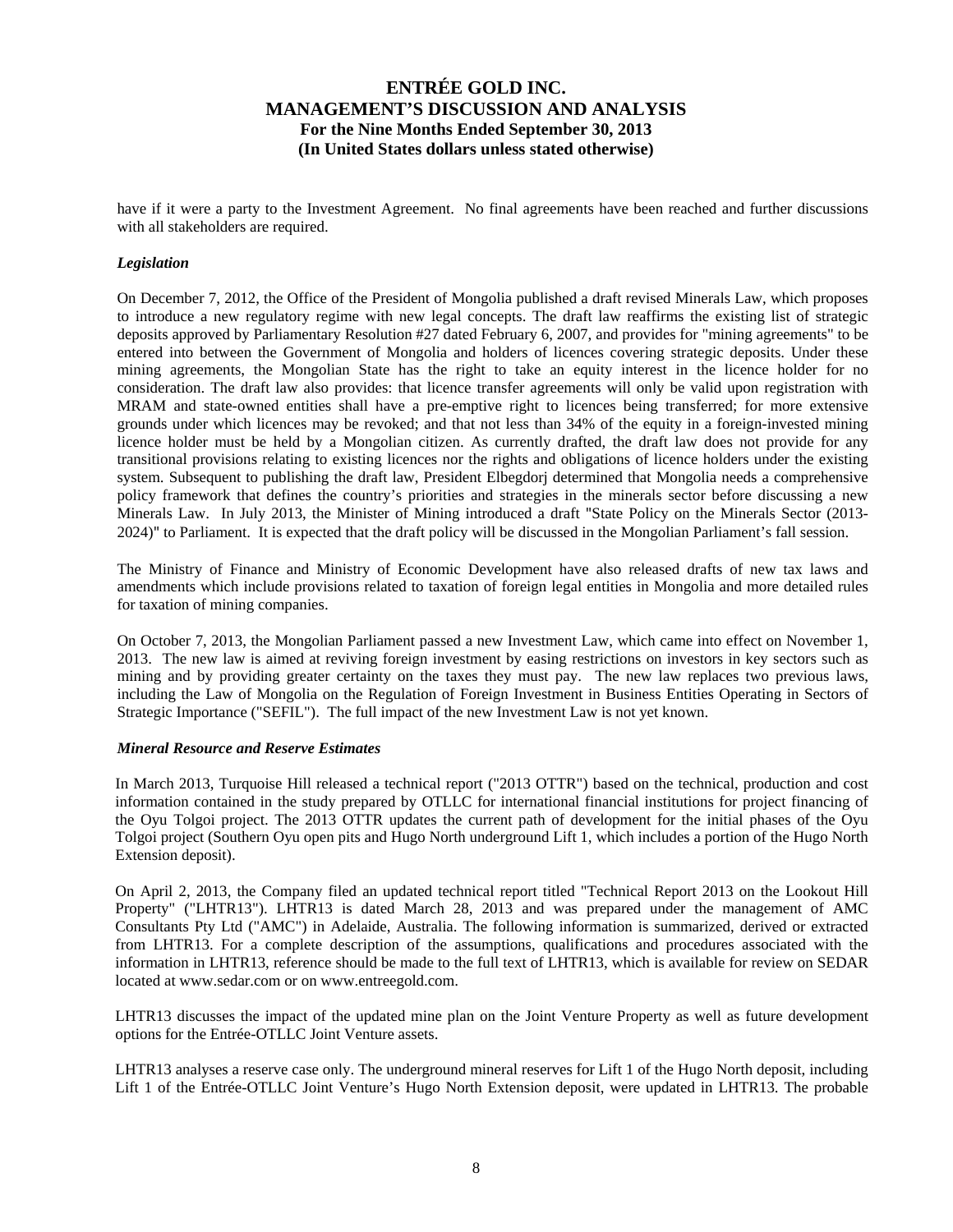have if it were a party to the Investment Agreement. No final agreements have been reached and further discussions with all stakeholders are required.

### *Legislation*

On December 7, 2012, the Office of the President of Mongolia published a draft revised Minerals Law, which proposes to introduce a new regulatory regime with new legal concepts. The draft law reaffirms the existing list of strategic deposits approved by Parliamentary Resolution #27 dated February 6, 2007, and provides for "mining agreements" to be entered into between the Government of Mongolia and holders of licences covering strategic deposits. Under these mining agreements, the Mongolian State has the right to take an equity interest in the licence holder for no consideration. The draft law also provides: that licence transfer agreements will only be valid upon registration with MRAM and state-owned entities shall have a pre-emptive right to licences being transferred; for more extensive grounds under which licences may be revoked; and that not less than 34% of the equity in a foreign-invested mining licence holder must be held by a Mongolian citizen. As currently drafted, the draft law does not provide for any transitional provisions relating to existing licences nor the rights and obligations of licence holders under the existing system. Subsequent to publishing the draft law, President Elbegdorj determined that Mongolia needs a comprehensive policy framework that defines the country's priorities and strategies in the minerals sector before discussing a new Minerals Law. In July 2013, the Minister of Mining introduced a draft "State Policy on the Minerals Sector (2013-2024)" to Parliament. It is expected that the draft policy will be discussed in the Mongolian Parliament's fall session.

The Ministry of Finance and Ministry of Economic Development have also released drafts of new tax laws and amendments which include provisions related to taxation of foreign legal entities in Mongolia and more detailed rules for taxation of mining companies.

On October 7, 2013, the Mongolian Parliament passed a new Investment Law, which came into effect on November 1, 2013. The new law is aimed at reviving foreign investment by easing restrictions on investors in key sectors such as mining and by providing greater certainty on the taxes they must pay. The new law replaces two previous laws, including the Law of Mongolia on the Regulation of Foreign Investment in Business Entities Operating in Sectors of Strategic Importance ("SEFIL"). The full impact of the new Investment Law is not yet known.

### *Mineral Resource and Reserve Estimates*

In March 2013, Turquoise Hill released a technical report ("2013 OTTR") based on the technical, production and cost information contained in the study prepared by OTLLC for international financial institutions for project financing of the Oyu Tolgoi project. The 2013 OTTR updates the current path of development for the initial phases of the Oyu Tolgoi project (Southern Oyu open pits and Hugo North underground Lift 1, which includes a portion of the Hugo North Extension deposit).

On April 2, 2013, the Company filed an updated technical report titled "Technical Report 2013 on the Lookout Hill Property" ("LHTR13"). LHTR13 is dated March 28, 2013 and was prepared under the management of AMC Consultants Pty Ltd ("AMC") in Adelaide, Australia. The following information is summarized, derived or extracted from LHTR13. For a complete description of the assumptions, qualifications and procedures associated with the information in LHTR13, reference should be made to the full text of LHTR13, which is available for review on SEDAR located at www.sedar.com or on www.entreegold.com.

LHTR13 discusses the impact of the updated mine plan on the Joint Venture Property as well as future development options for the Entrée-OTLLC Joint Venture assets.

LHTR13 analyses a reserve case only. The underground mineral reserves for Lift 1 of the Hugo North deposit, including Lift 1 of the Entrée-OTLLC Joint Venture's Hugo North Extension deposit, were updated in LHTR13. The probable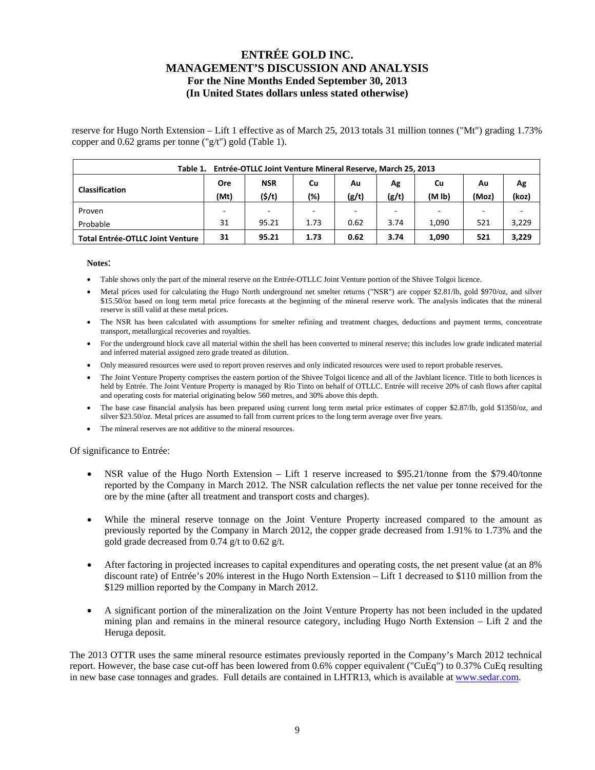reserve for Hugo North Extension – Lift 1 effective as of March 25, 2013 totals 31 million tonnes ("Mt") grading 1.73% copper and 0.62 grams per tonne ("g/t") gold (Table 1).

**Table 1. Entrée-OTLLC Joint Venture Mineral Reserve, March 25, 2013**

| Classification | Ore (Mt) | NSR ($/t) | Cu (%) | Au (g/t) | Ag (g/t) | Cu (M lb) | Au (Moz) | Ag (koz) |
|---|---|---|---|---|---|---|---|---|
| Proven | - | - | - | - | - | - | - | - |
| Probable | 31 | 95.21 | 1.73 | 0.62 | 3.74 | 1,090 | 521 | 3,229 |
| **Total Entrée-OTLLC Joint Venture** | **31** | **95.21** | **1.73** | **0.62** | **3.74** | **1,090** | **521** | **3,229** |

**Notes**:

- Table shows only the part of the mineral reserve on the Entrée-OTLLC Joint Venture portion of the Shivee Tolgoi licence.
- Metal prices used for calculating the Hugo North underground net smelter returns ("NSR") are copper $2.81/lb, gold $970/oz, and silver $15.50/oz based on long term metal price forecasts at the beginning of the mineral reserve work. The analysis indicates that the mineral reserve is still valid at these metal prices.
- The NSR has been calculated with assumptions for smelter refining and treatment charges, deductions and payment terms, concentrate transport, metallurgical recoveries and royalties.
- For the underground block cave all material within the shell has been converted to mineral reserve; this includes low grade indicated material and inferred material assigned zero grade treated as dilution.
- Only measured resources were used to report proven reserves and only indicated resources were used to report probable reserves.
- The Joint Venture Property comprises the eastern portion of the Shivee Tolgoi licence and all of the Javhlant licence. Title to both licences is held by Entrée. The Joint Venture Property is managed by Rio Tinto on behalf of OTLLC. Entrée will receive 20% of cash flows after capital and operating costs for material originating below 560 metres, and 30% above this depth.
- The base case financial analysis has been prepared using current long term metal price estimates of copper $2.87/lb, gold $1350/oz, and silver $23.50/oz. Metal prices are assumed to fall from current prices to the long term average over five years.
- The mineral reserves are not additive to the mineral resources.

Of significance to Entrée:

- NSR value of the Hugo North Extension – Lift 1 reserve increased to $95.21/tonne from the $79.40/tonne reported by the Company in March 2012. The NSR calculation reflects the net value per tonne received for the ore by the mine (after all treatment and transport costs and charges).

- While the mineral reserve tonnage on the Joint Venture Property increased compared to the amount as previously reported by the Company in March 2012, the copper grade decreased from 1.91% to 1.73% and the gold grade decreased from 0.74 g/t to 0.62 g/t.

- After factoring in projected increases to capital expenditures and operating costs, the net present value (at an 8% discount rate) of Entrée's 20% interest in the Hugo North Extension – Lift 1 decreased to $110 million from the $129 million reported by the Company in March 2012.

- A significant portion of the mineralization on the Joint Venture Property has not been included in the updated mining plan and remains in the mineral resource category, including Hugo North Extension – Lift 2 and the Heruga deposit.

The 2013 OTTR uses the same mineral resource estimates previously reported in the Company's March 2012 technical report. However, the base case cut-off has been lowered from 0.6% copper equivalent ("CuEq") to 0.37% CuEq resulting in new base case tonnages and grades. Full details are contained in LHTR13, which is available at www.sedar.com.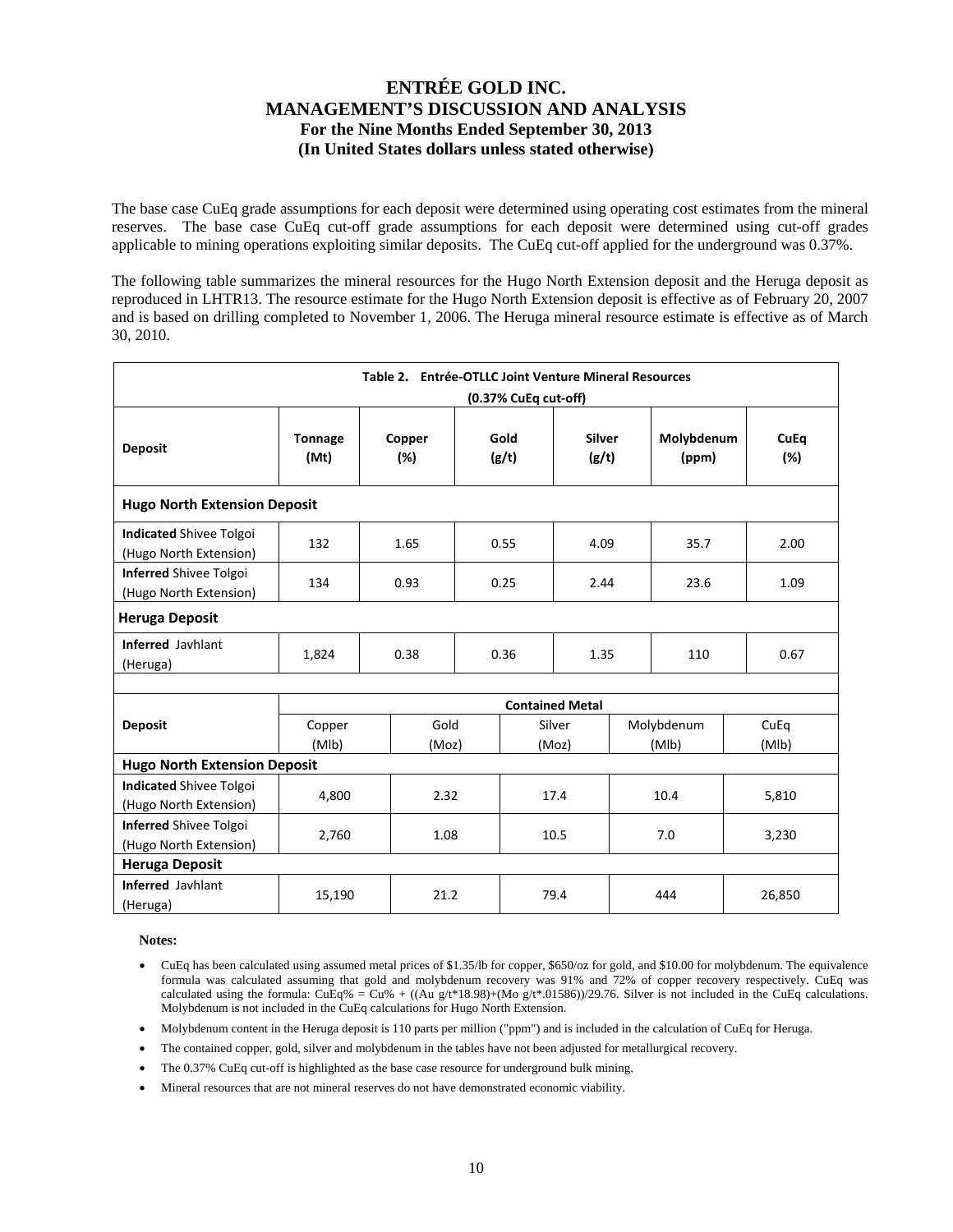The base case CuEq grade assumptions for each deposit were determined using operating cost estimates from the mineral reserves. The base case CuEq cut-off grade assumptions for each deposit were determined using cut-off grades applicable to mining operations exploiting similar deposits. The CuEq cut-off applied for the underground was 0.37%.

The following table summarizes the mineral resources for the Hugo North Extension deposit and the Heruga deposit as reproduced in LHTR13. The resource estimate for the Hugo North Extension deposit is effective as of February 20, 2007 and is based on drilling completed to November 1, 2006. The Heruga mineral resource estimate is effective as of March 30, 2010.

**Table 2. Entrée-OTLLC Joint Venture Mineral Resources (0.37% CuEq cut-off)**

| Deposit | Tonnage (Mt) | Copper (%) | Gold (g/t) | Silver (g/t) | Molybdenum (ppm) | CuEq (%) |
|---|---|---|---|---|---|---|
| **Hugo North Extension Deposit** | | | | | | |
| **Indicated** Shivee Tolgoi (Hugo North Extension) | 132 | 1.65 | 0.55 | 4.09 | 35.7 | 2.00 |
| **Inferred** Shivee Tolgoi (Hugo North Extension) | 134 | 0.93 | 0.25 | 2.44 | 23.6 | 1.09 |
| **Heruga Deposit** | | | | | | |
| **Inferred** Javhlant (Heruga) | 1,824 | 0.38 | 0.36 | 1.35 | 110 | 0.67 |

| Deposit | Contained Metal | | | | |
|---|---|---|---|---|---|
| | Copper (Mlb) | Gold (Moz) | Silver (Moz) | Molybdenum (Mlb) | CuEq (Mlb) |
| **Hugo North Extension Deposit** | | | | | |
| **Indicated** Shivee Tolgoi (Hugo North Extension) | 4,800 | 2.32 | 17.4 | 10.4 | 5,810 |
| **Inferred** Shivee Tolgoi (Hugo North Extension) | 2,760 | 1.08 | 10.5 | 7.0 | 3,230 |
| **Heruga Deposit** | | | | | |
| **Inferred** Javhlant (Heruga) | 15,190 | 21.2 | 79.4 | 444 | 26,850 |

**Notes:**

- CuEq has been calculated using assumed metal prices of $1.35/lb for copper, $650/oz for gold, and $10.00 for molybdenum. The equivalence formula was calculated assuming that gold and molybdenum recovery was 91% and 72% of copper recovery respectively. CuEq was calculated using the formula: CuEq% = Cu% + ((Au g/t*18.98)+(Mo g/t*.01586))/29.76. Silver is not included in the CuEq calculations. Molybdenum is not included in the CuEq calculations for Hugo North Extension.
- Molybdenum content in the Heruga deposit is 110 parts per million ("ppm") and is included in the calculation of CuEq for Heruga.
- The contained copper, gold, silver and molybdenum in the tables have not been adjusted for metallurgical recovery.
- The 0.37% CuEq cut-off is highlighted as the base case resource for underground bulk mining.
- Mineral resources that are not mineral reserves do not have demonstrated economic viability.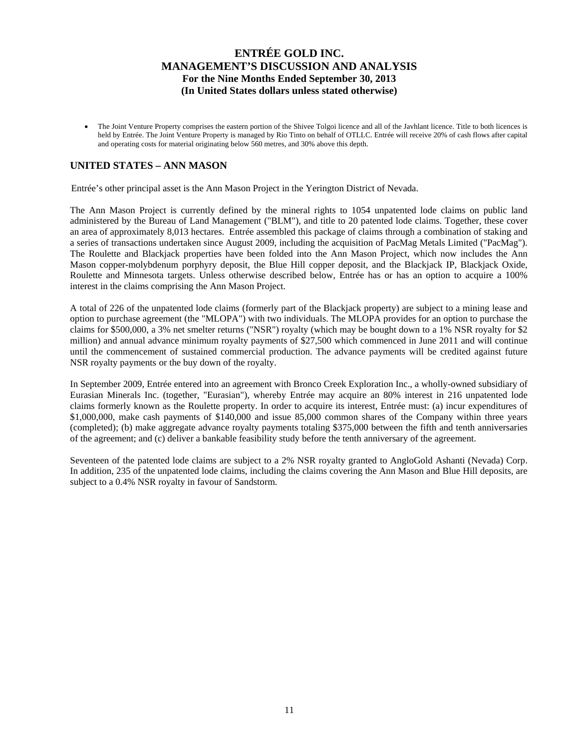- The Joint Venture Property comprises the eastern portion of the Shivee Tolgoi licence and all of the Javhlant licence. Title to both licences is held by Entrée. The Joint Venture Property is managed by Rio Tinto on behalf of OTLLC. Entrée will receive 20% of cash flows after capital and operating costs for material originating below 560 metres, and 30% above this depth.

## UNITED STATES – ANN MASON

Entrée's other principal asset is the Ann Mason Project in the Yerington District of Nevada.

The Ann Mason Project is currently defined by the mineral rights to 1054 unpatented lode claims on public land administered by the Bureau of Land Management ("BLM"), and title to 20 patented lode claims. Together, these cover an area of approximately 8,013 hectares. Entrée assembled this package of claims through a combination of staking and a series of transactions undertaken since August 2009, including the acquisition of PacMag Metals Limited ("PacMag"). The Roulette and Blackjack properties have been folded into the Ann Mason Project, which now includes the Ann Mason copper-molybdenum porphyry deposit, the Blue Hill copper deposit, and the Blackjack IP, Blackjack Oxide, Roulette and Minnesota targets. Unless otherwise described below, Entrée has or has an option to acquire a 100% interest in the claims comprising the Ann Mason Project.

A total of 226 of the unpatented lode claims (formerly part of the Blackjack property) are subject to a mining lease and option to purchase agreement (the "MLOPA") with two individuals. The MLOPA provides for an option to purchase the claims for $500,000, a 3% net smelter returns ("NSR") royalty (which may be bought down to a 1% NSR royalty for $2 million) and annual advance minimum royalty payments of $27,500 which commenced in June 2011 and will continue until the commencement of sustained commercial production. The advance payments will be credited against future NSR royalty payments or the buy down of the royalty.

In September 2009, Entrée entered into an agreement with Bronco Creek Exploration Inc., a wholly-owned subsidiary of Eurasian Minerals Inc. (together, "Eurasian"), whereby Entrée may acquire an 80% interest in 216 unpatented lode claims formerly known as the Roulette property. In order to acquire its interest, Entrée must: (a) incur expenditures of $1,000,000, make cash payments of $140,000 and issue 85,000 common shares of the Company within three years (completed); (b) make aggregate advance royalty payments totaling $375,000 between the fifth and tenth anniversaries of the agreement; and (c) deliver a bankable feasibility study before the tenth anniversary of the agreement.

Seventeen of the patented lode claims are subject to a 2% NSR royalty granted to AngloGold Ashanti (Nevada) Corp. In addition, 235 of the unpatented lode claims, including the claims covering the Ann Mason and Blue Hill deposits, are subject to a 0.4% NSR royalty in favour of Sandstorm.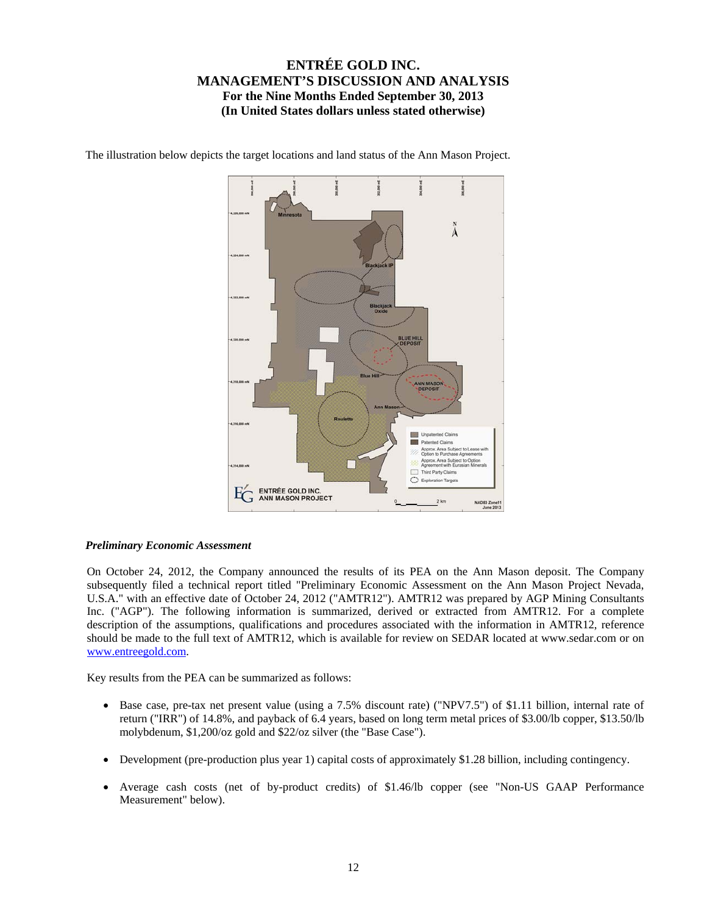The illustration below depicts the target locations and land status of the Ann Mason Project.

### *Preliminary Economic Assessment*

On October 24, 2012, the Company announced the results of its PEA on the Ann Mason deposit. The Company subsequently filed a technical report titled "Preliminary Economic Assessment on the Ann Mason Project Nevada, U.S.A." with an effective date of October 24, 2012 ("AMTR12"). AMTR12 was prepared by AGP Mining Consultants Inc. ("AGP"). The following information is summarized, derived or extracted from AMTR12. For a complete description of the assumptions, qualifications and procedures associated with the information in AMTR12, reference should be made to the full text of AMTR12, which is available for review on SEDAR located at www.sedar.com or on www.entreegold.com.

Key results from the PEA can be summarized as follows:

- Base case, pre-tax net present value (using a 7.5% discount rate) ("NPV7.5") of $1.11 billion, internal rate of return ("IRR") of 14.8%, and payback of 6.4 years, based on long term metal prices of $3.00/lb copper, $13.50/lb molybdenum, $1,200/oz gold and $22/oz silver (the "Base Case").

- Development (pre-production plus year 1) capital costs of approximately $1.28 billion, including contingency.

- Average cash costs (net of by-product credits) of $1.46/lb copper (see "Non-US GAAP Performance Measurement" below).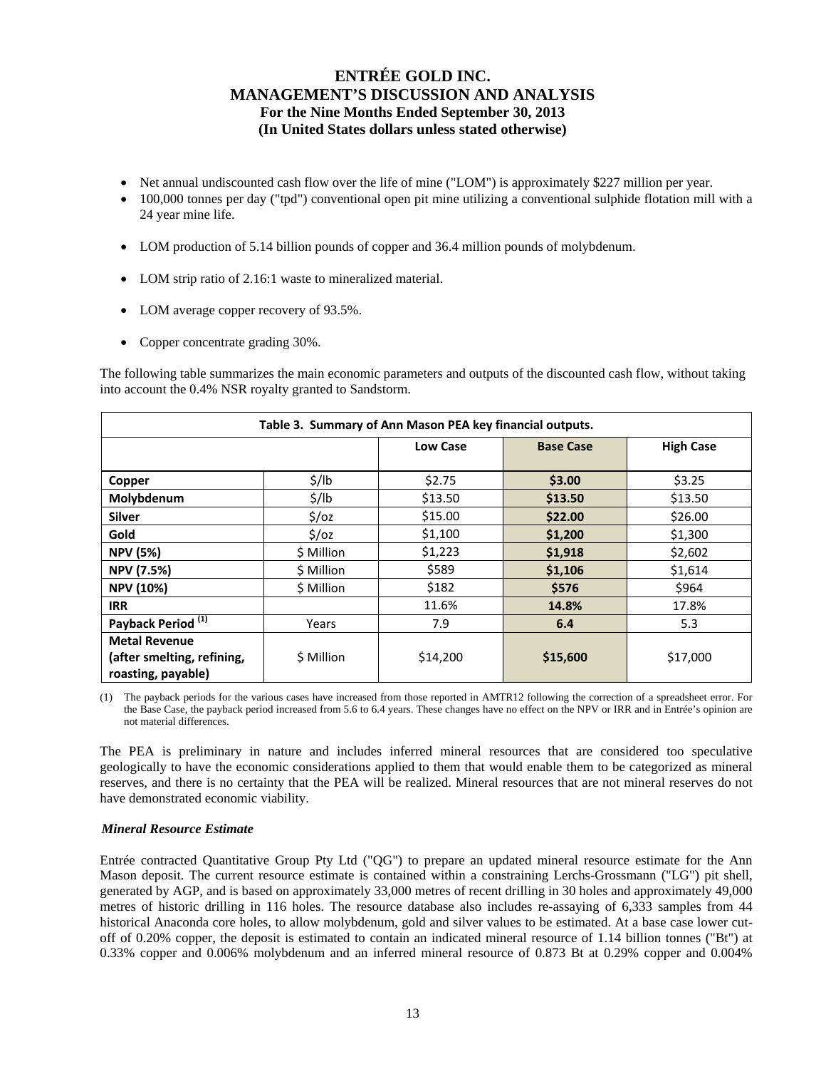- Net annual undiscounted cash flow over the life of mine ("LOM") is approximately $227 million per year.
- 100,000 tonnes per day ("tpd") conventional open pit mine utilizing a conventional sulphide flotation mill with a 24 year mine life.
- LOM production of 5.14 billion pounds of copper and 36.4 million pounds of molybdenum.
- LOM strip ratio of 2.16:1 waste to mineralized material.
- LOM average copper recovery of 93.5%.
- Copper concentrate grading 30%.

The following table summarizes the main economic parameters and outputs of the discounted cash flow, without taking into account the 0.4% NSR royalty granted to Sandstorm.

**Table 3. Summary of Ann Mason PEA key financial outputs.**

| | | Low Case | Base Case | High Case |
|---|---|---|---|---|
| **Copper** | $/lb | $2.75 | **$3.00** | $3.25 |
| **Molybdenum** | $/lb | $13.50 | **$13.50** | $13.50 |
| **Silver** | $/oz | $15.00 | **$22.00** | $26.00 |
| **Gold** | $/oz | $1,100 | **$1,200** | $1,300 |
| **NPV (5%)** | $ Million | $1,223 | **$1,918** | $2,602 |
| **NPV (7.5%)** | $ Million | $589 | **$1,106** | $1,614 |
| **NPV (10%)** | $ Million | $182 | **$576** | $964 |
| **IRR** | | 11.6% | **14.8%** | 17.8% |
| **Payback Period (1)** | Years | 7.9 | **6.4** | 5.3 |
| **Metal Revenue (after smelting, refining, roasting, payable)** | $ Million | $14,200 | **$15,600** | $17,000 |

(1) The payback periods for the various cases have increased from those reported in AMTR12 following the correction of a spreadsheet error. For the Base Case, the payback period increased from 5.6 to 6.4 years. These changes have no effect on the NPV or IRR and in Entrée's opinion are not material differences.

The PEA is preliminary in nature and includes inferred mineral resources that are considered too speculative geologically to have the economic considerations applied to them that would enable them to be categorized as mineral reserves, and there is no certainty that the PEA will be realized. Mineral resources that are not mineral reserves do not have demonstrated economic viability.

***Mineral Resource Estimate***

Entrée contracted Quantitative Group Pty Ltd ("QG") to prepare an updated mineral resource estimate for the Ann Mason deposit. The current resource estimate is contained within a constraining Lerchs-Grossmann ("LG") pit shell, generated by AGP, and is based on approximately 33,000 metres of recent drilling in 30 holes and approximately 49,000 metres of historic drilling in 116 holes. The resource database also includes re-assaying of 6,333 samples from 44 historical Anaconda core holes, to allow molybdenum, gold and silver values to be estimated. At a base case lower cut-off of 0.20% copper, the deposit is estimated to contain an indicated mineral resource of 1.14 billion tonnes ("Bt") at 0.33% copper and 0.006% molybdenum and an inferred mineral resource of 0.873 Bt at 0.29% copper and 0.004%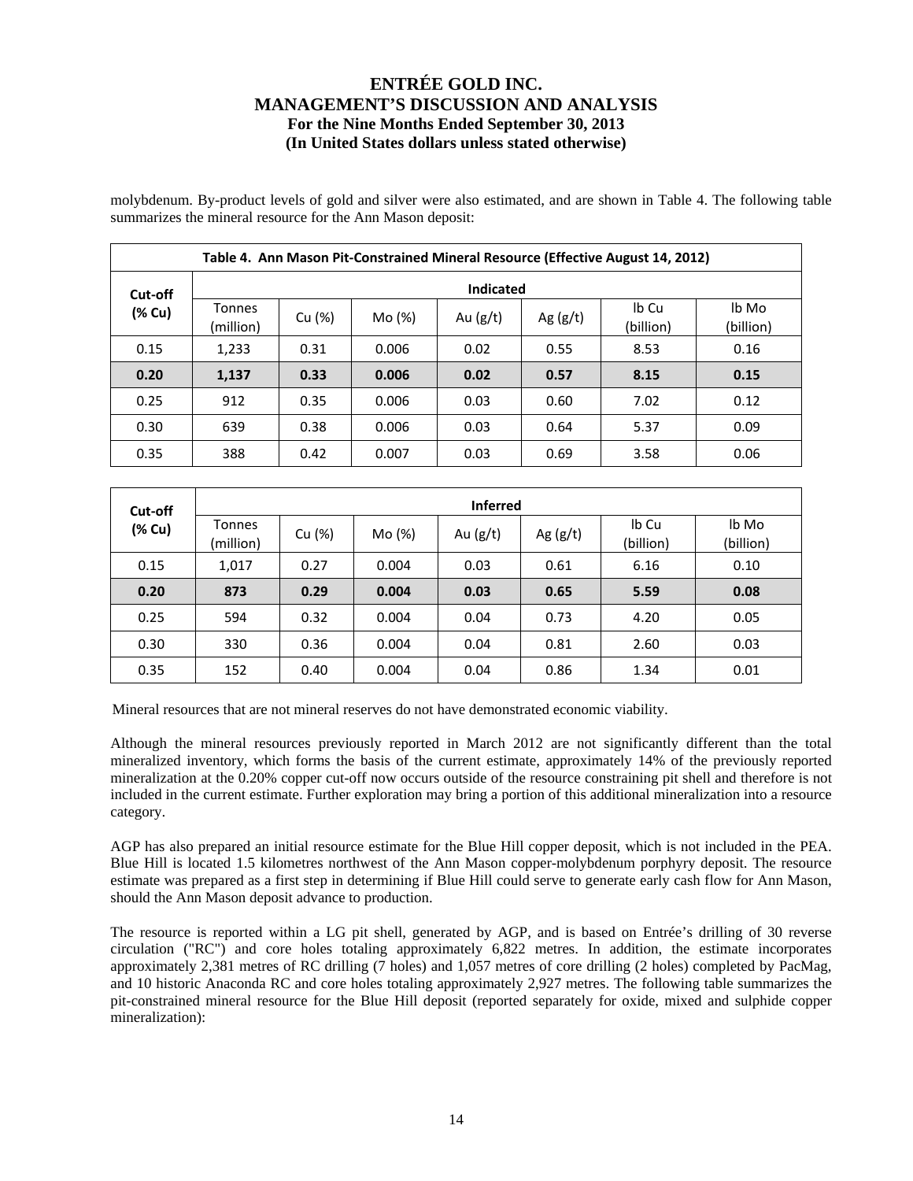molybdenum. By-product levels of gold and silver were also estimated, and are shown in Table 4. The following table summarizes the mineral resource for the Ann Mason deposit:

**Table 4. Ann Mason Pit-Constrained Mineral Resource (Effective August 14, 2012)**

| Cut-off (% Cu) | Indicated | | | | | | |
|---|---|---|---|---|---|---|---|
| | Tonnes (million) | Cu (%) | Mo (%) | Au (g/t) | Ag (g/t) | lb Cu (billion) | lb Mo (billion) |
| 0.15 | 1,233 | 0.31 | 0.006 | 0.02 | 0.55 | 8.53 | 0.16 |
| **0.20** | **1,137** | **0.33** | **0.006** | **0.02** | **0.57** | **8.15** | **0.15** |
| 0.25 | 912 | 0.35 | 0.006 | 0.03 | 0.60 | 7.02 | 0.12 |
| 0.30 | 639 | 0.38 | 0.006 | 0.03 | 0.64 | 5.37 | 0.09 |
| 0.35 | 388 | 0.42 | 0.007 | 0.03 | 0.69 | 3.58 | 0.06 |

| Cut-off (% Cu) | Inferred | | | | | | |
|---|---|---|---|---|---|---|---|
| | Tonnes (million) | Cu (%) | Mo (%) | Au (g/t) | Ag (g/t) | lb Cu (billion) | lb Mo (billion) |
| 0.15 | 1,017 | 0.27 | 0.004 | 0.03 | 0.61 | 6.16 | 0.10 |
| **0.20** | **873** | **0.29** | **0.004** | **0.03** | **0.65** | **5.59** | **0.08** |
| 0.25 | 594 | 0.32 | 0.004 | 0.04 | 0.73 | 4.20 | 0.05 |
| 0.30 | 330 | 0.36 | 0.004 | 0.04 | 0.81 | 2.60 | 0.03 |
| 0.35 | 152 | 0.40 | 0.004 | 0.04 | 0.86 | 1.34 | 0.01 |

Mineral resources that are not mineral reserves do not have demonstrated economic viability.

Although the mineral resources previously reported in March 2012 are not significantly different than the total mineralized inventory, which forms the basis of the current estimate, approximately 14% of the previously reported mineralization at the 0.20% copper cut-off now occurs outside of the resource constraining pit shell and therefore is not included in the current estimate. Further exploration may bring a portion of this additional mineralization into a resource category.

AGP has also prepared an initial resource estimate for the Blue Hill copper deposit, which is not included in the PEA. Blue Hill is located 1.5 kilometres northwest of the Ann Mason copper-molybdenum porphyry deposit. The resource estimate was prepared as a first step in determining if Blue Hill could serve to generate early cash flow for Ann Mason, should the Ann Mason deposit advance to production.

The resource is reported within a LG pit shell, generated by AGP, and is based on Entrée's drilling of 30 reverse circulation ("RC") and core holes totaling approximately 6,822 metres. In addition, the estimate incorporates approximately 2,381 metres of RC drilling (7 holes) and 1,057 metres of core drilling (2 holes) completed by PacMag, and 10 historic Anaconda RC and core holes totaling approximately 2,927 metres. The following table summarizes the pit-constrained mineral resource for the Blue Hill deposit (reported separately for oxide, mixed and sulphide copper mineralization):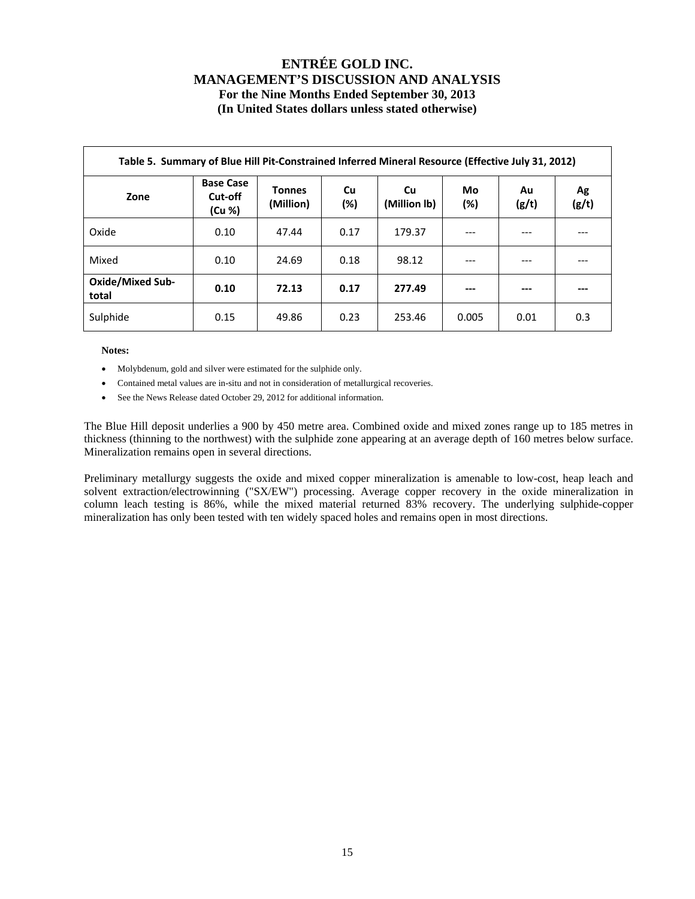| Table 5. Summary of Blue Hill Pit-Constrained Inferred Mineral Resource (Effective July 31, 2012) | | | | | | | |
|---|---|---|---|---|---|---|---|
| Zone | Base Case Cut-off (Cu %) | Tonnes (Million) | Cu (%) | Cu (Million lb) | Mo (%) | Au (g/t) | Ag (g/t) |
| Oxide | 0.10 | 47.44 | 0.17 | 179.37 | --- | --- | --- |
| Mixed | 0.10 | 24.69 | 0.18 | 98.12 | --- | --- | --- |
| **Oxide/Mixed Sub-total** | **0.10** | **72.13** | **0.17** | **277.49** | **---** | **---** | **---** |
| Sulphide | 0.15 | 49.86 | 0.23 | 253.46 | 0.005 | 0.01 | 0.3 |

**Notes:**

- Molybdenum, gold and silver were estimated for the sulphide only.
- Contained metal values are in-situ and not in consideration of metallurgical recoveries.
- See the News Release dated October 29, 2012 for additional information.

The Blue Hill deposit underlies a 900 by 450 metre area. Combined oxide and mixed zones range up to 185 metres in thickness (thinning to the northwest) with the sulphide zone appearing at an average depth of 160 metres below surface. Mineralization remains open in several directions.

Preliminary metallurgy suggests the oxide and mixed copper mineralization is amenable to low-cost, heap leach and solvent extraction/electrowinning ("SX/EW") processing. Average copper recovery in the oxide mineralization in column leach testing is 86%, while the mixed material returned 83% recovery. The underlying sulphide-copper mineralization has only been tested with ten widely spaced holes and remains open in most directions.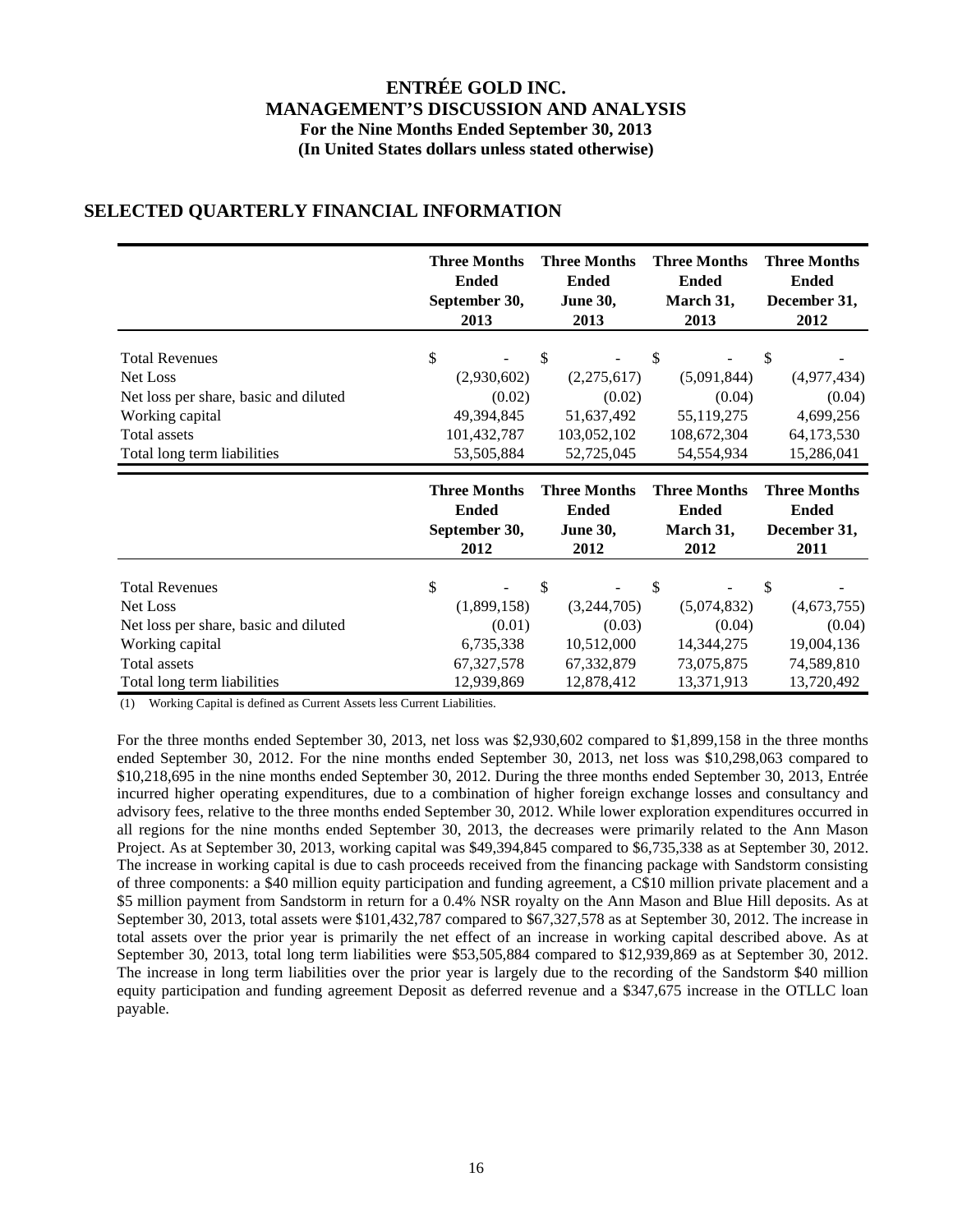## SELECTED QUARTERLY FINANCIAL INFORMATION

| | Three Months Ended September 30, 2013 | Three Months Ended June 30, 2013 | Three Months Ended March 31, 2013 | Three Months Ended December 31, 2012 |
|---|---|---|---|---|
| Total Revenues | $ - | $ - | $ - | $ - |
| Net Loss | (2,930,602) | (2,275,617) | (5,091,844) | (4,977,434) |
| Net loss per share, basic and diluted | (0.02) | (0.02) | (0.04) | (0.04) |
| Working capital | 49,394,845 | 51,637,492 | 55,119,275 | 4,699,256 |
| Total assets | 101,432,787 | 103,052,102 | 108,672,304 | 64,173,530 |
| Total long term liabilities | 53,505,884 | 52,725,045 | 54,554,934 | 15,286,041 |

| | Three Months Ended September 30, 2012 | Three Months Ended June 30, 2012 | Three Months Ended March 31, 2012 | Three Months Ended December 31, 2011 |
|---|---|---|---|---|
| Total Revenues | $ - | $ - | $ - | $ - |
| Net Loss | (1,899,158) | (3,244,705) | (5,074,832) | (4,673,755) |
| Net loss per share, basic and diluted | (0.01) | (0.03) | (0.04) | (0.04) |
| Working capital | 6,735,338 | 10,512,000 | 14,344,275 | 19,004,136 |
| Total assets | 67,327,578 | 67,332,879 | 73,075,875 | 74,589,810 |
| Total long term liabilities | 12,939,869 | 12,878,412 | 13,371,913 | 13,720,492 |

(1) Working Capital is defined as Current Assets less Current Liabilities.

For the three months ended September 30, 2013, net loss was $2,930,602 compared to $1,899,158 in the three months ended September 30, 2012. For the nine months ended September 30, 2013, net loss was $10,298,063 compared to $10,218,695 in the nine months ended September 30, 2012. During the three months ended September 30, 2013, Entrée incurred higher operating expenditures, due to a combination of higher foreign exchange losses and consultancy and advisory fees, relative to the three months ended September 30, 2012. While lower exploration expenditures occurred in all regions for the nine months ended September 30, 2013, the decreases were primarily related to the Ann Mason Project. As at September 30, 2013, working capital was $49,394,845 compared to $6,735,338 as at September 30, 2012. The increase in working capital is due to cash proceeds received from the financing package with Sandstorm consisting of three components: a $40 million equity participation and funding agreement, a C$10 million private placement and a $5 million payment from Sandstorm in return for a 0.4% NSR royalty on the Ann Mason and Blue Hill deposits. As at September 30, 2013, total assets were $101,432,787 compared to $67,327,578 as at September 30, 2012. The increase in total assets over the prior year is primarily the net effect of an increase in working capital described above. As at September 30, 2013, total long term liabilities were $53,505,884 compared to $12,939,869 as at September 30, 2012. The increase in long term liabilities over the prior year is largely due to the recording of the Sandstorm $40 million equity participation and funding agreement Deposit as deferred revenue and a $347,675 increase in the OTLLC loan payable.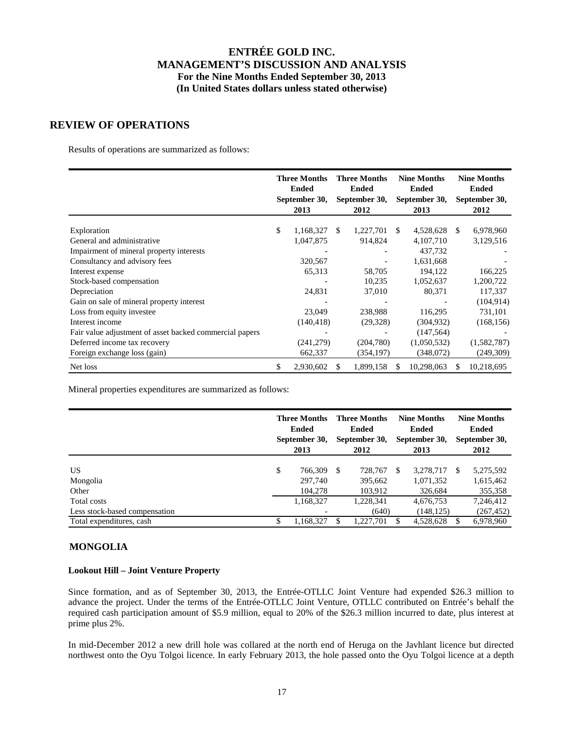## REVIEW OF OPERATIONS

Results of operations are summarized as follows:

| | Three Months Ended September 30, 2013 | Three Months Ended September 30, 2012 | Nine Months Ended September 30, 2013 | Nine Months Ended September 30, 2012 |
|---|---|---|---|---|
| Exploration | $ 1,168,327 | $ 1,227,701 | $ 4,528,628 | $ 6,978,960 |
| General and administrative | 1,047,875 | 914,824 | 4,107,710 | 3,129,516 |
| Impairment of mineral property interests | - | - | 437,732 | - |
| Consultancy and advisory fees | 320,567 | - | 1,631,668 | - |
| Interest expense | 65,313 | 58,705 | 194,122 | 166,225 |
| Stock-based compensation | - | 10,235 | 1,052,637 | 1,200,722 |
| Depreciation | 24,831 | 37,010 | 80,371 | 117,337 |
| Gain on sale of mineral property interest | - | - | - | (104,914) |
| Loss from equity investee | 23,049 | 238,988 | 116,295 | 731,101 |
| Interest income | (140,418) | (29,328) | (304,932) | (168,156) |
| Fair value adjustment of asset backed commercial papers | - | - | (147,564) | - |
| Deferred income tax recovery | (241,279) | (204,780) | (1,050,532) | (1,582,787) |
| Foreign exchange loss (gain) | 662,337 | (354,197) | (348,072) | (249,309) |
| Net loss | $ 2,930,602 | $ 1,899,158 | $ 10,298,063 | $ 10,218,695 |

Mineral properties expenditures are summarized as follows:

| | Three Months Ended September 30, 2013 | Three Months Ended September 30, 2012 | Nine Months Ended September 30, 2013 | Nine Months Ended September 30, 2012 |
|---|---|---|---|---|
| US | $ 766,309 | $ 728,767 | $ 3,278,717 | $ 5,275,592 |
| Mongolia | 297,740 | 395,662 | 1,071,352 | 1,615,462 |
| Other | 104,278 | 103,912 | 326,684 | 355,358 |
| Total costs | 1,168,327 | 1,228,341 | 4,676,753 | 7,246,412 |
| Less stock-based compensation | - | (640) | (148,125) | (267,452) |
| Total expenditures, cash | $ 1,168,327 | $ 1,227,701 | $ 4,528,628 | $ 6,978,960 |

## MONGOLIA

### Lookout Hill – Joint Venture Property

Since formation, and as of September 30, 2013, the Entrée-OTLLC Joint Venture had expended $26.3 million to advance the project. Under the terms of the Entrée-OTLLC Joint Venture, OTLLC contributed on Entrée's behalf the required cash participation amount of $5.9 million, equal to 20% of the $26.3 million incurred to date, plus interest at prime plus 2%.

In mid-December 2012 a new drill hole was collared at the north end of Heruga on the Javhlant licence but directed northwest onto the Oyu Tolgoi licence. In early February 2013, the hole passed onto the Oyu Tolgoi licence at a depth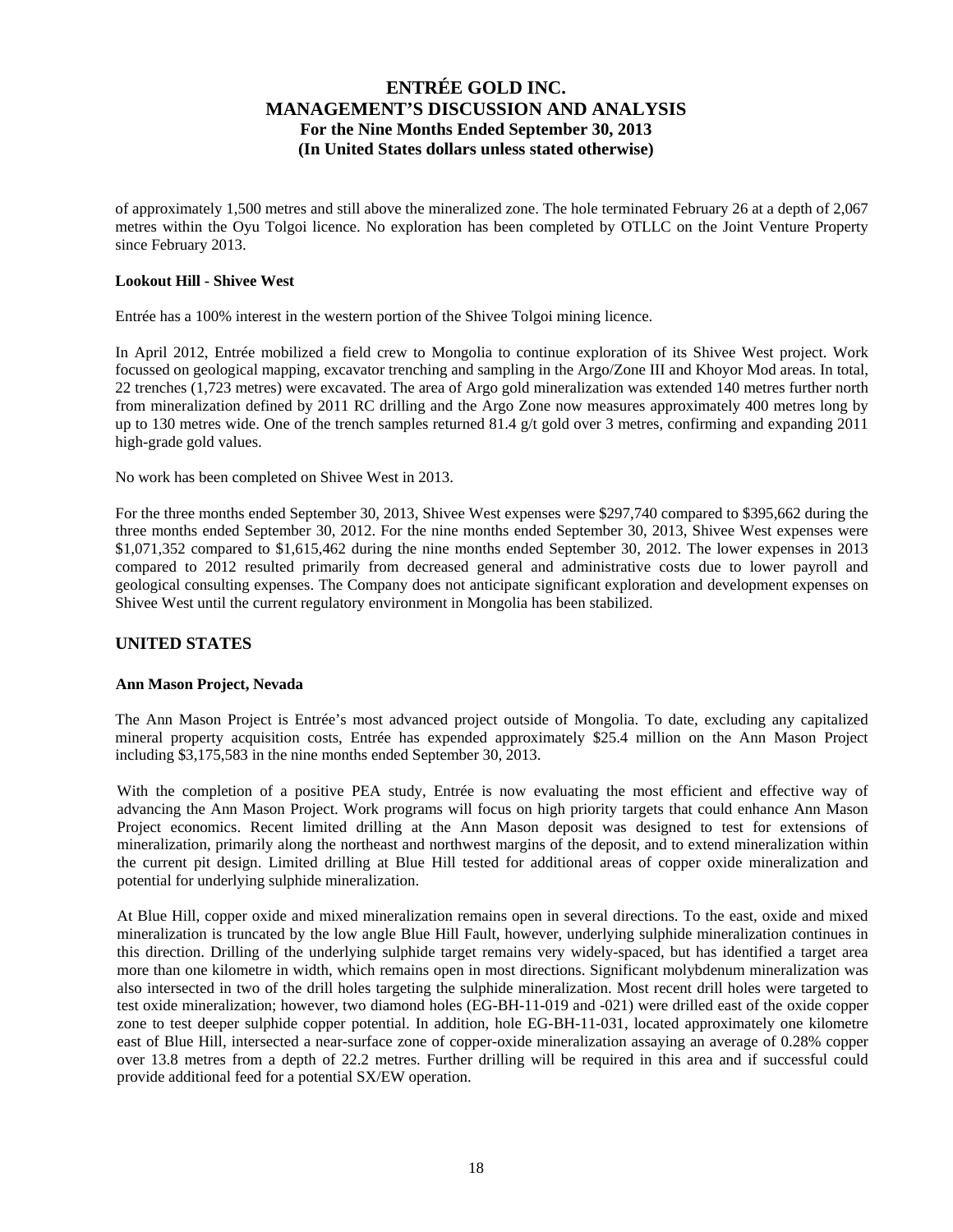of approximately 1,500 metres and still above the mineralized zone. The hole terminated February 26 at a depth of 2,067 metres within the Oyu Tolgoi licence. No exploration has been completed by OTLLC on the Joint Venture Property since February 2013.

**Lookout Hill - Shivee West**

Entrée has a 100% interest in the western portion of the Shivee Tolgoi mining licence.

In April 2012, Entrée mobilized a field crew to Mongolia to continue exploration of its Shivee West project. Work focussed on geological mapping, excavator trenching and sampling in the Argo/Zone III and Khoyor Mod areas. In total, 22 trenches (1,723 metres) were excavated. The area of Argo gold mineralization was extended 140 metres further north from mineralization defined by 2011 RC drilling and the Argo Zone now measures approximately 400 metres long by up to 130 metres wide. One of the trench samples returned 81.4 g/t gold over 3 metres, confirming and expanding 2011 high-grade gold values.

No work has been completed on Shivee West in 2013.

For the three months ended September 30, 2013, Shivee West expenses were $297,740 compared to $395,662 during the three months ended September 30, 2012. For the nine months ended September 30, 2013, Shivee West expenses were $1,071,352 compared to $1,615,462 during the nine months ended September 30, 2012. The lower expenses in 2013 compared to 2012 resulted primarily from decreased general and administrative costs due to lower payroll and geological consulting expenses. The Company does not anticipate significant exploration and development expenses on Shivee West until the current regulatory environment in Mongolia has been stabilized.

## UNITED STATES

**Ann Mason Project, Nevada**

The Ann Mason Project is Entrée's most advanced project outside of Mongolia. To date, excluding any capitalized mineral property acquisition costs, Entrée has expended approximately $25.4 million on the Ann Mason Project including $3,175,583 in the nine months ended September 30, 2013.

With the completion of a positive PEA study, Entrée is now evaluating the most efficient and effective way of advancing the Ann Mason Project. Work programs will focus on high priority targets that could enhance Ann Mason Project economics. Recent limited drilling at the Ann Mason deposit was designed to test for extensions of mineralization, primarily along the northeast and northwest margins of the deposit, and to extend mineralization within the current pit design. Limited drilling at Blue Hill tested for additional areas of copper oxide mineralization and potential for underlying sulphide mineralization.

At Blue Hill, copper oxide and mixed mineralization remains open in several directions. To the east, oxide and mixed mineralization is truncated by the low angle Blue Hill Fault, however, underlying sulphide mineralization continues in this direction. Drilling of the underlying sulphide target remains very widely-spaced, but has identified a target area more than one kilometre in width, which remains open in most directions. Significant molybdenum mineralization was also intersected in two of the drill holes targeting the sulphide mineralization. Most recent drill holes were targeted to test oxide mineralization; however, two diamond holes (EG-BH-11-019 and -021) were drilled east of the oxide copper zone to test deeper sulphide copper potential. In addition, hole EG-BH-11-031, located approximately one kilometre east of Blue Hill, intersected a near-surface zone of copper-oxide mineralization assaying an average of 0.28% copper over 13.8 metres from a depth of 22.2 metres. Further drilling will be required in this area and if successful could provide additional feed for a potential SX/EW operation.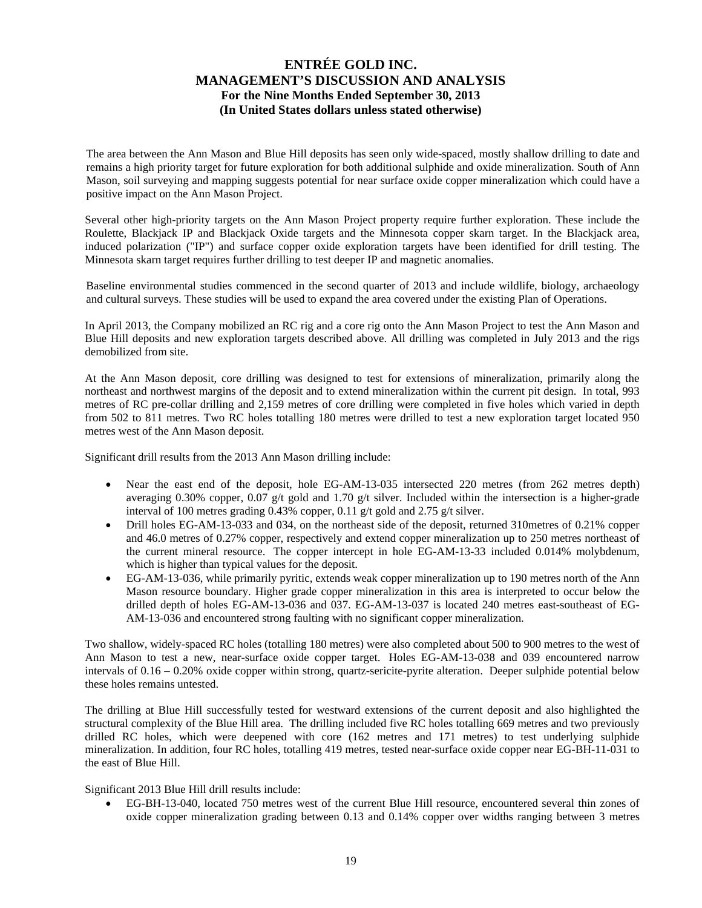The area between the Ann Mason and Blue Hill deposits has seen only wide-spaced, mostly shallow drilling to date and remains a high priority target for future exploration for both additional sulphide and oxide mineralization. South of Ann Mason, soil surveying and mapping suggests potential for near surface oxide copper mineralization which could have a positive impact on the Ann Mason Project.

Several other high-priority targets on the Ann Mason Project property require further exploration. These include the Roulette, Blackjack IP and Blackjack Oxide targets and the Minnesota copper skarn target. In the Blackjack area, induced polarization ("IP") and surface copper oxide exploration targets have been identified for drill testing. The Minnesota skarn target requires further drilling to test deeper IP and magnetic anomalies.

Baseline environmental studies commenced in the second quarter of 2013 and include wildlife, biology, archaeology and cultural surveys. These studies will be used to expand the area covered under the existing Plan of Operations.

In April 2013, the Company mobilized an RC rig and a core rig onto the Ann Mason Project to test the Ann Mason and Blue Hill deposits and new exploration targets described above. All drilling was completed in July 2013 and the rigs demobilized from site.

At the Ann Mason deposit, core drilling was designed to test for extensions of mineralization, primarily along the northeast and northwest margins of the deposit and to extend mineralization within the current pit design. In total, 993 metres of RC pre-collar drilling and 2,159 metres of core drilling were completed in five holes which varied in depth from 502 to 811 metres. Two RC holes totalling 180 metres were drilled to test a new exploration target located 950 metres west of the Ann Mason deposit.

Significant drill results from the 2013 Ann Mason drilling include:

- Near the east end of the deposit, hole EG-AM-13-035 intersected 220 metres (from 262 metres depth) averaging 0.30% copper, 0.07 g/t gold and 1.70 g/t silver. Included within the intersection is a higher-grade interval of 100 metres grading 0.43% copper, 0.11 g/t gold and 2.75 g/t silver.
- Drill holes EG-AM-13-033 and 034, on the northeast side of the deposit, returned 310metres of 0.21% copper and 46.0 metres of 0.27% copper, respectively and extend copper mineralization up to 250 metres northeast of the current mineral resource. The copper intercept in hole EG-AM-13-33 included 0.014% molybdenum, which is higher than typical values for the deposit.
- EG-AM-13-036, while primarily pyritic, extends weak copper mineralization up to 190 metres north of the Ann Mason resource boundary. Higher grade copper mineralization in this area is interpreted to occur below the drilled depth of holes EG-AM-13-036 and 037. EG-AM-13-037 is located 240 metres east-southeast of EG-AM-13-036 and encountered strong faulting with no significant copper mineralization.

Two shallow, widely-spaced RC holes (totalling 180 metres) were also completed about 500 to 900 metres to the west of Ann Mason to test a new, near-surface oxide copper target. Holes EG-AM-13-038 and 039 encountered narrow intervals of 0.16 – 0.20% oxide copper within strong, quartz-sericite-pyrite alteration. Deeper sulphide potential below these holes remains untested.

The drilling at Blue Hill successfully tested for westward extensions of the current deposit and also highlighted the structural complexity of the Blue Hill area. The drilling included five RC holes totalling 669 metres and two previously drilled RC holes, which were deepened with core (162 metres and 171 metres) to test underlying sulphide mineralization. In addition, four RC holes, totalling 419 metres, tested near-surface oxide copper near EG-BH-11-031 to the east of Blue Hill.

Significant 2013 Blue Hill drill results include:

- EG-BH-13-040, located 750 metres west of the current Blue Hill resource, encountered several thin zones of oxide copper mineralization grading between 0.13 and 0.14% copper over widths ranging between 3 metres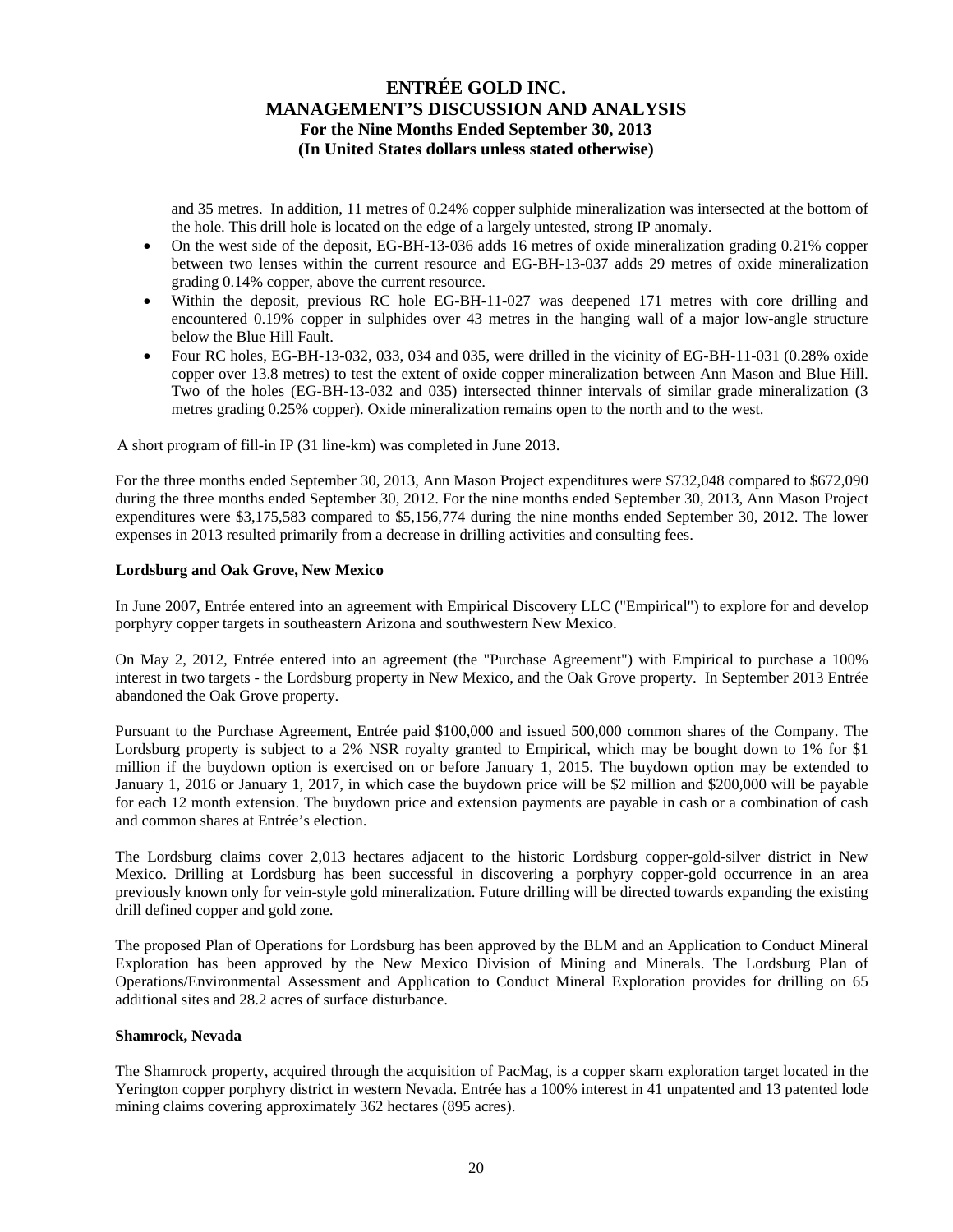and 35 metres. In addition, 11 metres of 0.24% copper sulphide mineralization was intersected at the bottom of the hole. This drill hole is located on the edge of a largely untested, strong IP anomaly.

- On the west side of the deposit, EG-BH-13-036 adds 16 metres of oxide mineralization grading 0.21% copper between two lenses within the current resource and EG-BH-13-037 adds 29 metres of oxide mineralization grading 0.14% copper, above the current resource.
- Within the deposit, previous RC hole EG-BH-11-027 was deepened 171 metres with core drilling and encountered 0.19% copper in sulphides over 43 metres in the hanging wall of a major low-angle structure below the Blue Hill Fault.
- Four RC holes, EG-BH-13-032, 033, 034 and 035, were drilled in the vicinity of EG-BH-11-031 (0.28% oxide copper over 13.8 metres) to test the extent of oxide copper mineralization between Ann Mason and Blue Hill. Two of the holes (EG-BH-13-032 and 035) intersected thinner intervals of similar grade mineralization (3 metres grading 0.25% copper). Oxide mineralization remains open to the north and to the west.

A short program of fill-in IP (31 line-km) was completed in June 2013.

For the three months ended September 30, 2013, Ann Mason Project expenditures were $732,048 compared to $672,090 during the three months ended September 30, 2012. For the nine months ended September 30, 2013, Ann Mason Project expenditures were $3,175,583 compared to $5,156,774 during the nine months ended September 30, 2012. The lower expenses in 2013 resulted primarily from a decrease in drilling activities and consulting fees.

**Lordsburg and Oak Grove, New Mexico**

In June 2007, Entrée entered into an agreement with Empirical Discovery LLC ("Empirical") to explore for and develop porphyry copper targets in southeastern Arizona and southwestern New Mexico.

On May 2, 2012, Entrée entered into an agreement (the "Purchase Agreement") with Empirical to purchase a 100% interest in two targets - the Lordsburg property in New Mexico, and the Oak Grove property. In September 2013 Entrée abandoned the Oak Grove property.

Pursuant to the Purchase Agreement, Entrée paid $100,000 and issued 500,000 common shares of the Company. The Lordsburg property is subject to a 2% NSR royalty granted to Empirical, which may be bought down to 1% for $1 million if the buydown option is exercised on or before January 1, 2015. The buydown option may be extended to January 1, 2016 or January 1, 2017, in which case the buydown price will be $2 million and $200,000 will be payable for each 12 month extension. The buydown price and extension payments are payable in cash or a combination of cash and common shares at Entrée's election.

The Lordsburg claims cover 2,013 hectares adjacent to the historic Lordsburg copper-gold-silver district in New Mexico. Drilling at Lordsburg has been successful in discovering a porphyry copper-gold occurrence in an area previously known only for vein-style gold mineralization. Future drilling will be directed towards expanding the existing drill defined copper and gold zone.

The proposed Plan of Operations for Lordsburg has been approved by the BLM and an Application to Conduct Mineral Exploration has been approved by the New Mexico Division of Mining and Minerals. The Lordsburg Plan of Operations/Environmental Assessment and Application to Conduct Mineral Exploration provides for drilling on 65 additional sites and 28.2 acres of surface disturbance.

**Shamrock, Nevada**

The Shamrock property, acquired through the acquisition of PacMag, is a copper skarn exploration target located in the Yerington copper porphyry district in western Nevada. Entrée has a 100% interest in 41 unpatented and 13 patented lode mining claims covering approximately 362 hectares (895 acres).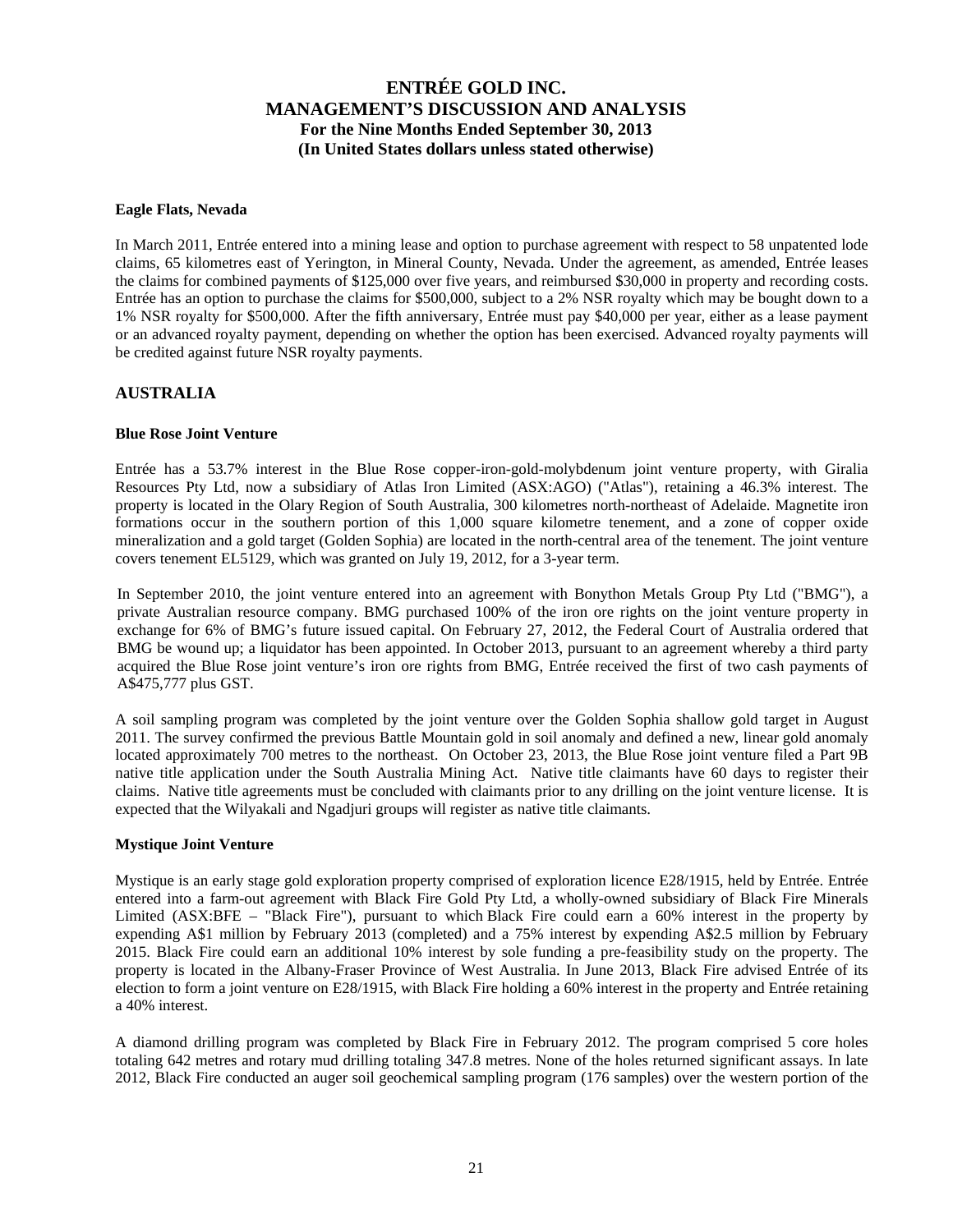### Eagle Flats, Nevada

In March 2011, Entrée entered into a mining lease and option to purchase agreement with respect to 58 unpatented lode claims, 65 kilometres east of Yerington, in Mineral County, Nevada. Under the agreement, as amended, Entrée leases the claims for combined payments of \$125,000 over five years, and reimbursed \$30,000 in property and recording costs. Entrée has an option to purchase the claims for \$500,000, subject to a 2% NSR royalty which may be bought down to a 1% NSR royalty for \$500,000. After the fifth anniversary, Entrée must pay \$40,000 per year, either as a lease payment or an advanced royalty payment, depending on whether the option has been exercised. Advanced royalty payments will be credited against future NSR royalty payments.

## AUSTRALIA

### Blue Rose Joint Venture

Entrée has a 53.7% interest in the Blue Rose copper-iron-gold-molybdenum joint venture property, with Giralia Resources Pty Ltd, now a subsidiary of Atlas Iron Limited (ASX:AGO) ("Atlas"), retaining a 46.3% interest. The property is located in the Olary Region of South Australia, 300 kilometres north-northeast of Adelaide. Magnetite iron formations occur in the southern portion of this 1,000 square kilometre tenement, and a zone of copper oxide mineralization and a gold target (Golden Sophia) are located in the north-central area of the tenement. The joint venture covers tenement EL5129, which was granted on July 19, 2012, for a 3-year term.

In September 2010, the joint venture entered into an agreement with Bonython Metals Group Pty Ltd ("BMG"), a private Australian resource company. BMG purchased 100% of the iron ore rights on the joint venture property in exchange for 6% of BMG's future issued capital. On February 27, 2012, the Federal Court of Australia ordered that BMG be wound up; a liquidator has been appointed. In October 2013, pursuant to an agreement whereby a third party acquired the Blue Rose joint venture's iron ore rights from BMG, Entrée received the first of two cash payments of A\$475,777 plus GST.

A soil sampling program was completed by the joint venture over the Golden Sophia shallow gold target in August 2011. The survey confirmed the previous Battle Mountain gold in soil anomaly and defined a new, linear gold anomaly located approximately 700 metres to the northeast. On October 23, 2013, the Blue Rose joint venture filed a Part 9B native title application under the South Australia Mining Act. Native title claimants have 60 days to register their claims. Native title agreements must be concluded with claimants prior to any drilling on the joint venture license. It is expected that the Wilyakali and Ngadjuri groups will register as native title claimants.

### Mystique Joint Venture

Mystique is an early stage gold exploration property comprised of exploration licence E28/1915, held by Entrée. Entrée entered into a farm-out agreement with Black Fire Gold Pty Ltd, a wholly-owned subsidiary of Black Fire Minerals Limited (ASX:BFE – "Black Fire"), pursuant to which Black Fire could earn a 60% interest in the property by expending A\$1 million by February 2013 (completed) and a 75% interest by expending A\$2.5 million by February 2015. Black Fire could earn an additional 10% interest by sole funding a pre-feasibility study on the property. The property is located in the Albany-Fraser Province of West Australia. In June 2013, Black Fire advised Entrée of its election to form a joint venture on E28/1915, with Black Fire holding a 60% interest in the property and Entrée retaining a 40% interest.

A diamond drilling program was completed by Black Fire in February 2012. The program comprised 5 core holes totaling 642 metres and rotary mud drilling totaling 347.8 metres. None of the holes returned significant assays. In late 2012, Black Fire conducted an auger soil geochemical sampling program (176 samples) over the western portion of the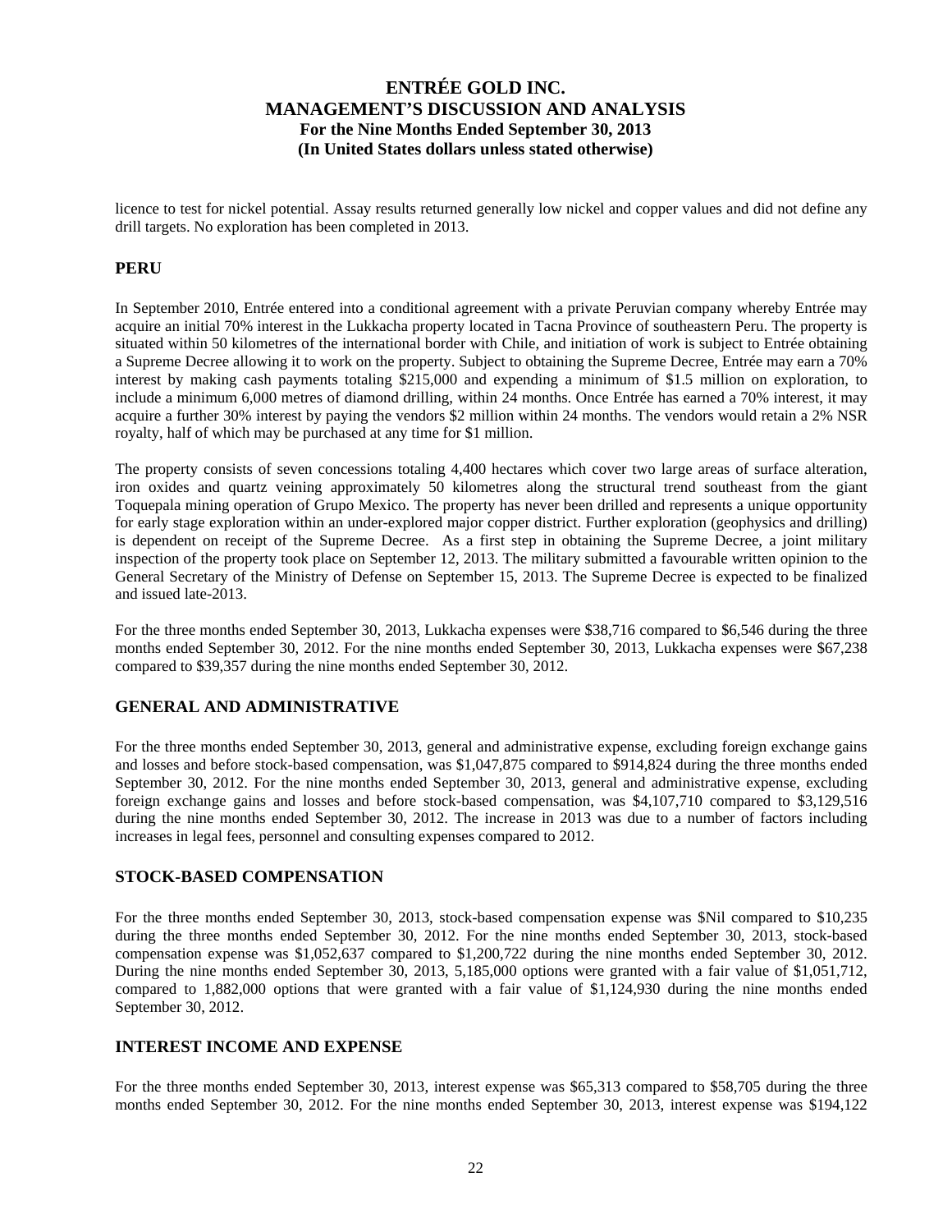licence to test for nickel potential. Assay results returned generally low nickel and copper values and did not define any drill targets. No exploration has been completed in 2013.

## PERU

In September 2010, Entrée entered into a conditional agreement with a private Peruvian company whereby Entrée may acquire an initial 70% interest in the Lukkacha property located in Tacna Province of southeastern Peru. The property is situated within 50 kilometres of the international border with Chile, and initiation of work is subject to Entrée obtaining a Supreme Decree allowing it to work on the property. Subject to obtaining the Supreme Decree, Entrée may earn a 70% interest by making cash payments totaling $215,000 and expending a minimum of $1.5 million on exploration, to include a minimum 6,000 metres of diamond drilling, within 24 months. Once Entrée has earned a 70% interest, it may acquire a further 30% interest by paying the vendors $2 million within 24 months. The vendors would retain a 2% NSR royalty, half of which may be purchased at any time for $1 million.

The property consists of seven concessions totaling 4,400 hectares which cover two large areas of surface alteration, iron oxides and quartz veining approximately 50 kilometres along the structural trend southeast from the giant Toquepala mining operation of Grupo Mexico. The property has never been drilled and represents a unique opportunity for early stage exploration within an under-explored major copper district. Further exploration (geophysics and drilling) is dependent on receipt of the Supreme Decree. As a first step in obtaining the Supreme Decree, a joint military inspection of the property took place on September 12, 2013. The military submitted a favourable written opinion to the General Secretary of the Ministry of Defense on September 15, 2013. The Supreme Decree is expected to be finalized and issued late-2013.

For the three months ended September 30, 2013, Lukkacha expenses were $38,716 compared to $6,546 during the three months ended September 30, 2012. For the nine months ended September 30, 2013, Lukkacha expenses were $67,238 compared to $39,357 during the nine months ended September 30, 2012.

## GENERAL AND ADMINISTRATIVE

For the three months ended September 30, 2013, general and administrative expense, excluding foreign exchange gains and losses and before stock-based compensation, was $1,047,875 compared to $914,824 during the three months ended September 30, 2012. For the nine months ended September 30, 2013, general and administrative expense, excluding foreign exchange gains and losses and before stock-based compensation, was $4,107,710 compared to $3,129,516 during the nine months ended September 30, 2012. The increase in 2013 was due to a number of factors including increases in legal fees, personnel and consulting expenses compared to 2012.

## STOCK-BASED COMPENSATION

For the three months ended September 30, 2013, stock-based compensation expense was $Nil compared to $10,235 during the three months ended September 30, 2012. For the nine months ended September 30, 2013, stock-based compensation expense was $1,052,637 compared to $1,200,722 during the nine months ended September 30, 2012. During the nine months ended September 30, 2013, 5,185,000 options were granted with a fair value of $1,051,712, compared to 1,882,000 options that were granted with a fair value of $1,124,930 during the nine months ended September 30, 2012.

## INTEREST INCOME AND EXPENSE

For the three months ended September 30, 2013, interest expense was $65,313 compared to $58,705 during the three months ended September 30, 2012. For the nine months ended September 30, 2013, interest expense was $194,122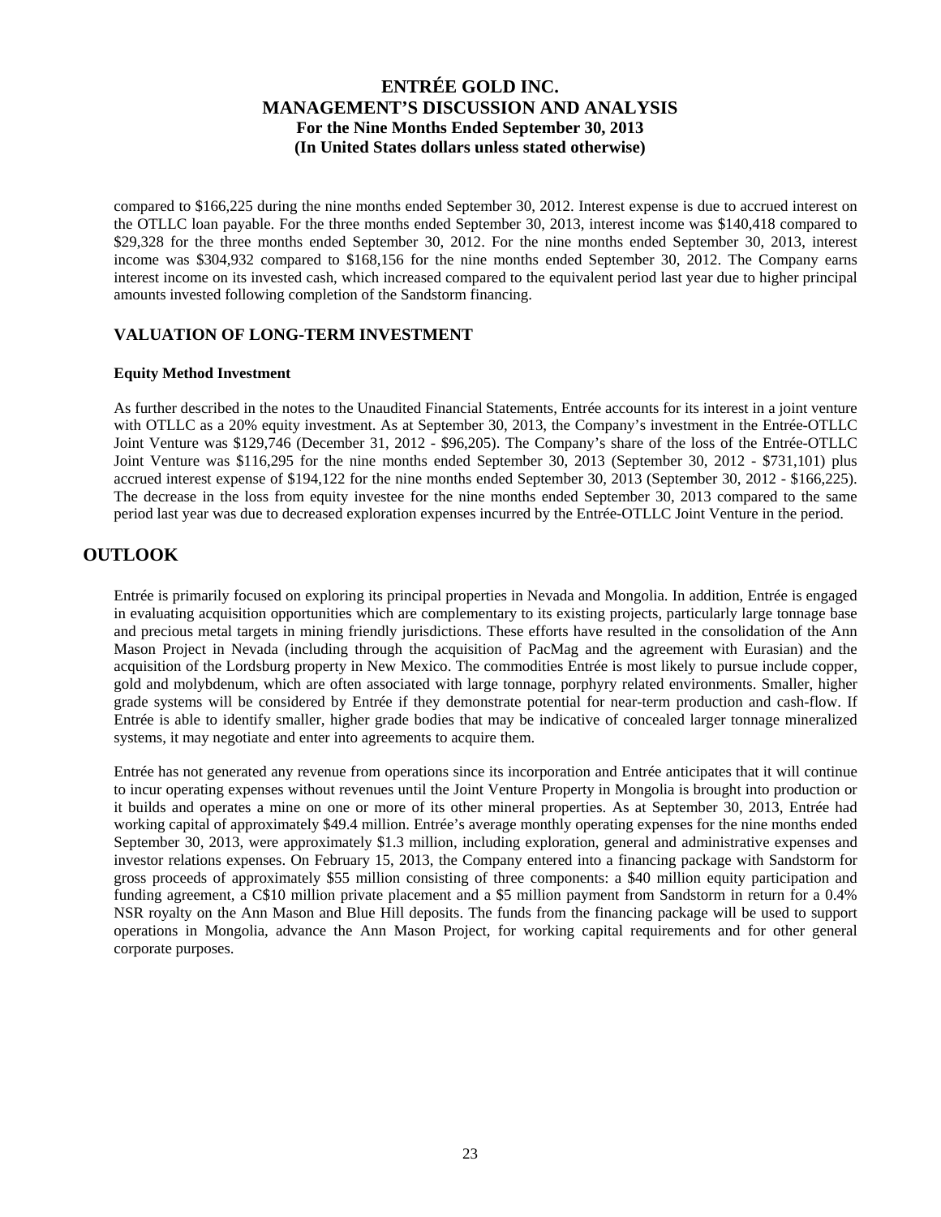compared to $166,225 during the nine months ended September 30, 2012. Interest expense is due to accrued interest on the OTLLC loan payable. For the three months ended September 30, 2013, interest income was $140,418 compared to $29,328 for the three months ended September 30, 2012. For the nine months ended September 30, 2013, interest income was $304,932 compared to $168,156 for the nine months ended September 30, 2012. The Company earns interest income on its invested cash, which increased compared to the equivalent period last year due to higher principal amounts invested following completion of the Sandstorm financing.

## VALUATION OF LONG-TERM INVESTMENT

**Equity Method Investment**

As further described in the notes to the Unaudited Financial Statements, Entrée accounts for its interest in a joint venture with OTLLC as a 20% equity investment. As at September 30, 2013, the Company's investment in the Entrée-OTLLC Joint Venture was $129,746 (December 31, 2012 - $96,205). The Company's share of the loss of the Entrée-OTLLC Joint Venture was $116,295 for the nine months ended September 30, 2013 (September 30, 2012 - $731,101) plus accrued interest expense of $194,122 for the nine months ended September 30, 2013 (September 30, 2012 - $166,225). The decrease in the loss from equity investee for the nine months ended September 30, 2013 compared to the same period last year was due to decreased exploration expenses incurred by the Entrée-OTLLC Joint Venture in the period.

# OUTLOOK

Entrée is primarily focused on exploring its principal properties in Nevada and Mongolia. In addition, Entrée is engaged in evaluating acquisition opportunities which are complementary to its existing projects, particularly large tonnage base and precious metal targets in mining friendly jurisdictions. These efforts have resulted in the consolidation of the Ann Mason Project in Nevada (including through the acquisition of PacMag and the agreement with Eurasian) and the acquisition of the Lordsburg property in New Mexico. The commodities Entrée is most likely to pursue include copper, gold and molybdenum, which are often associated with large tonnage, porphyry related environments. Smaller, higher grade systems will be considered by Entrée if they demonstrate potential for near-term production and cash-flow. If Entrée is able to identify smaller, higher grade bodies that may be indicative of concealed larger tonnage mineralized systems, it may negotiate and enter into agreements to acquire them.

Entrée has not generated any revenue from operations since its incorporation and Entrée anticipates that it will continue to incur operating expenses without revenues until the Joint Venture Property in Mongolia is brought into production or it builds and operates a mine on one or more of its other mineral properties. As at September 30, 2013, Entrée had working capital of approximately $49.4 million. Entrée's average monthly operating expenses for the nine months ended September 30, 2013, were approximately $1.3 million, including exploration, general and administrative expenses and investor relations expenses. On February 15, 2013, the Company entered into a financing package with Sandstorm for gross proceeds of approximately $55 million consisting of three components: a $40 million equity participation and funding agreement, a C$10 million private placement and a $5 million payment from Sandstorm in return for a 0.4% NSR royalty on the Ann Mason and Blue Hill deposits. The funds from the financing package will be used to support operations in Mongolia, advance the Ann Mason Project, for working capital requirements and for other general corporate purposes.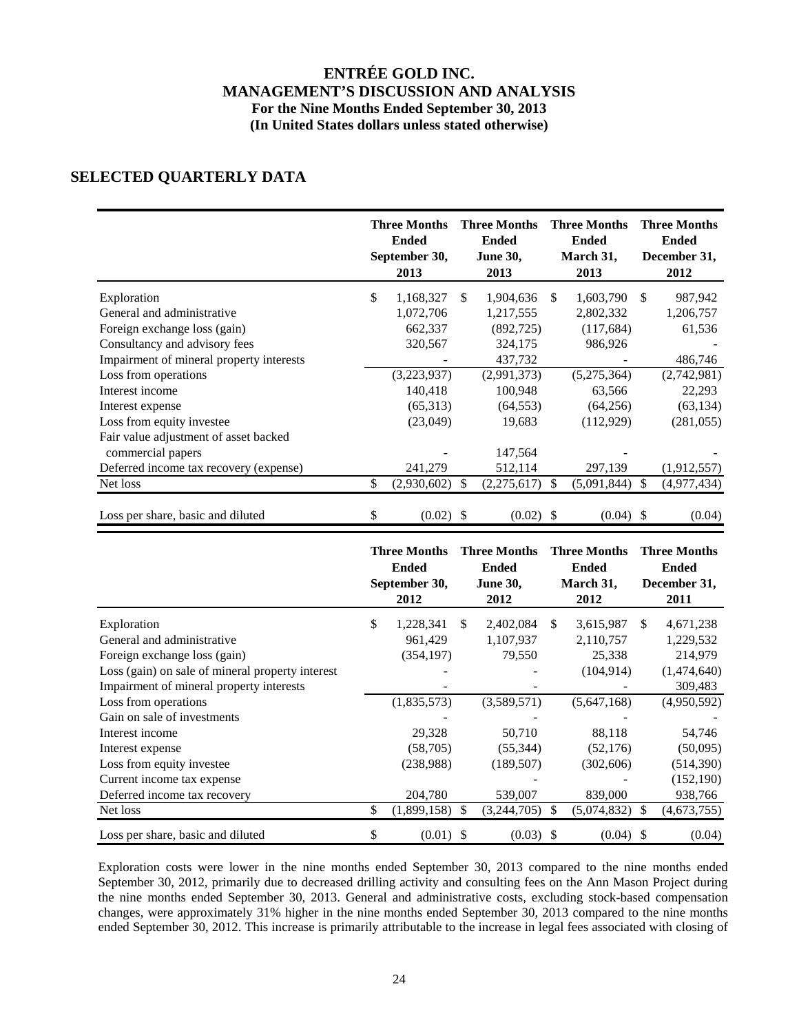# ENTRÉE GOLD INC.
# MANAGEMENT'S DISCUSSION AND ANALYSIS
### For the Nine Months Ended September 30, 2013
### (In United States dollars unless stated otherwise)

## SELECTED QUARTERLY DATA

| | Three Months Ended September 30, 2013 | Three Months Ended June 30, 2013 | Three Months Ended March 31, 2013 | Three Months Ended December 31, 2012 |
|---|---|---|---|---|
| Exploration | $ 1,168,327 | $ 1,904,636 | $ 1,603,790 | $ 987,942 |
| General and administrative | 1,072,706 | 1,217,555 | 2,802,332 | 1,206,757 |
| Foreign exchange loss (gain) | 662,337 | (892,725) | (117,684) | 61,536 |
| Consultancy and advisory fees | 320,567 | 324,175 | 986,926 | - |
| Impairment of mineral property interests | - | 437,732 | - | 486,746 |
| Loss from operations | (3,223,937) | (2,991,373) | (5,275,364) | (2,742,981) |
| Interest income | 140,418 | 100,948 | 63,566 | 22,293 |
| Interest expense | (65,313) | (64,553) | (64,256) | (63,134) |
| Loss from equity investee | (23,049) | 19,683 | (112,929) | (281,055) |
| Fair value adjustment of asset backed commercial papers | - | 147,564 | - | - |
| Deferred income tax recovery (expense) | 241,279 | 512,114 | 297,139 | (1,912,557) |
| Net loss | $ (2,930,602) | $ (2,275,617) | $ (5,091,844) | $ (4,977,434) |
| Loss per share, basic and diluted | $ (0.02) | $ (0.02) | $ (0.04) | $ (0.04) |

| | Three Months Ended September 30, 2012 | Three Months Ended June 30, 2012 | Three Months Ended March 31, 2012 | Three Months Ended December 31, 2011 |
|---|---|---|---|---|
| Exploration | $ 1,228,341 | $ 2,402,084 | $ 3,615,987 | $ 4,671,238 |
| General and administrative | 961,429 | 1,107,937 | 2,110,757 | 1,229,532 |
| Foreign exchange loss (gain) | (354,197) | 79,550 | 25,338 | 214,979 |
| Loss (gain) on sale of mineral property interest | - | - | (104,914) | (1,474,640) |
| Impairment of mineral property interests | - | - | - | 309,483 |
| Loss from operations | (1,835,573) | (3,589,571) | (5,647,168) | (4,950,592) |
| Gain on sale of investments | - | - | - | - |
| Interest income | 29,328 | 50,710 | 88,118 | 54,746 |
| Interest expense | (58,705) | (55,344) | (52,176) | (50,095) |
| Loss from equity investee | (238,988) | (189,507) | (302,606) | (514,390) |
| Current income tax expense | | - | - | (152,190) |
| Deferred income tax recovery | 204,780 | 539,007 | 839,000 | 938,766 |
| Net loss | $ (1,899,158) | $ (3,244,705) | $ (5,074,832) | $ (4,673,755) |
| Loss per share, basic and diluted | $ (0.01) | $ (0.03) | $ (0.04) | $ (0.04) |

Exploration costs were lower in the nine months ended September 30, 2013 compared to the nine months ended September 30, 2012, primarily due to decreased drilling activity and consulting fees on the Ann Mason Project during the nine months ended September 30, 2013. General and administrative costs, excluding stock-based compensation changes, were approximately 31% higher in the nine months ended September 30, 2013 compared to the nine months ended September 30, 2012. This increase is primarily attributable to the increase in legal fees associated with closing of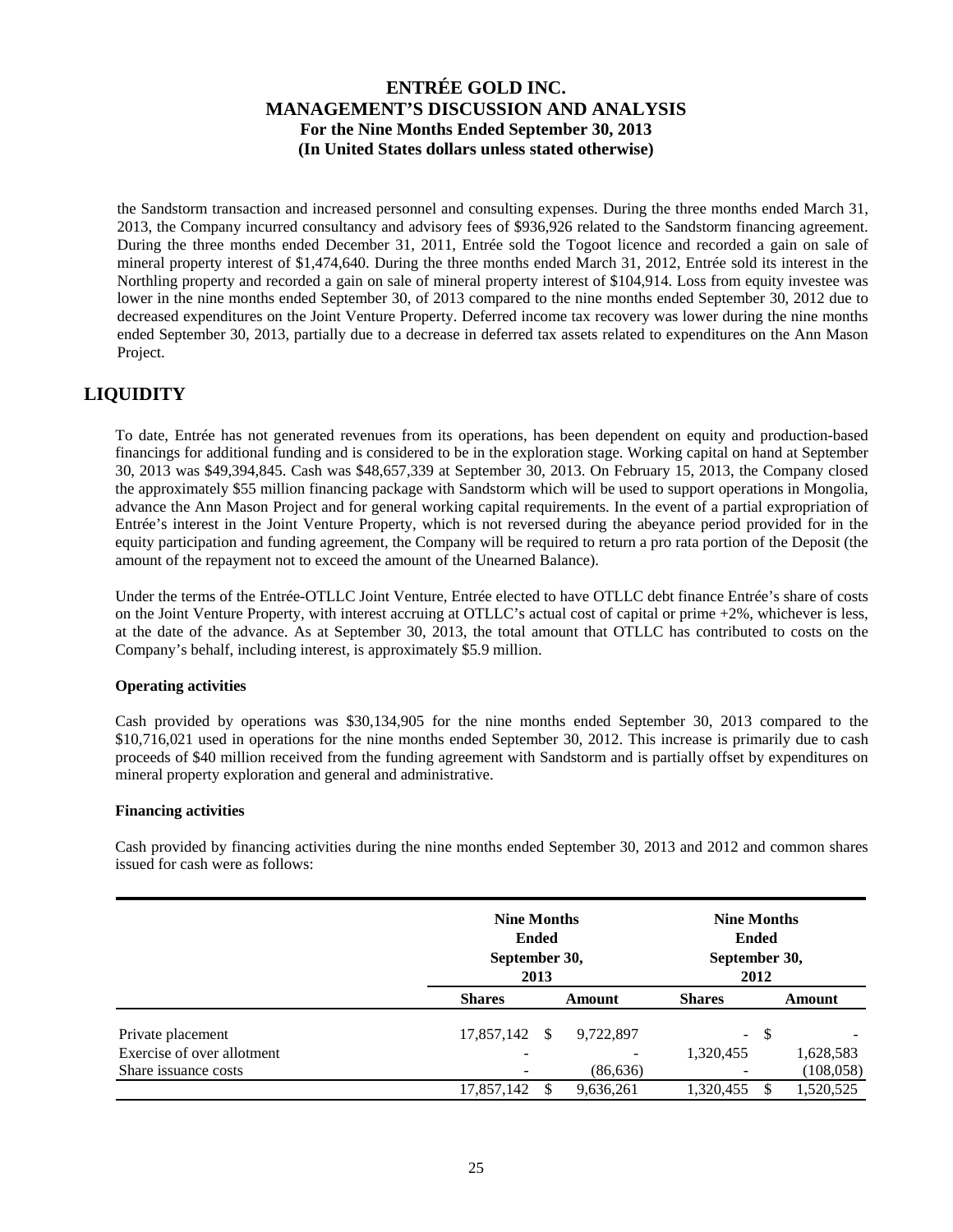the Sandstorm transaction and increased personnel and consulting expenses. During the three months ended March 31, 2013, the Company incurred consultancy and advisory fees of $936,926 related to the Sandstorm financing agreement. During the three months ended December 31, 2011, Entrée sold the Togoot licence and recorded a gain on sale of mineral property interest of $1,474,640. During the three months ended March 31, 2012, Entrée sold its interest in the Northling property and recorded a gain on sale of mineral property interest of $104,914. Loss from equity investee was lower in the nine months ended September 30, of 2013 compared to the nine months ended September 30, 2012 due to decreased expenditures on the Joint Venture Property. Deferred income tax recovery was lower during the nine months ended September 30, 2013, partially due to a decrease in deferred tax assets related to expenditures on the Ann Mason Project.

## LIQUIDITY

To date, Entrée has not generated revenues from its operations, has been dependent on equity and production-based financings for additional funding and is considered to be in the exploration stage. Working capital on hand at September 30, 2013 was $49,394,845. Cash was $48,657,339 at September 30, 2013. On February 15, 2013, the Company closed the approximately $55 million financing package with Sandstorm which will be used to support operations in Mongolia, advance the Ann Mason Project and for general working capital requirements. In the event of a partial expropriation of Entrée's interest in the Joint Venture Property, which is not reversed during the abeyance period provided for in the equity participation and funding agreement, the Company will be required to return a pro rata portion of the Deposit (the amount of the repayment not to exceed the amount of the Unearned Balance).

Under the terms of the Entrée-OTLLC Joint Venture, Entrée elected to have OTLLC debt finance Entrée's share of costs on the Joint Venture Property, with interest accruing at OTLLC's actual cost of capital or prime +2%, whichever is less, at the date of the advance. As at September 30, 2013, the total amount that OTLLC has contributed to costs on the Company's behalf, including interest, is approximately $5.9 million.

**Operating activities**

Cash provided by operations was $30,134,905 for the nine months ended September 30, 2013 compared to the $10,716,021 used in operations for the nine months ended September 30, 2012. This increase is primarily due to cash proceeds of $40 million received from the funding agreement with Sandstorm and is partially offset by expenditures on mineral property exploration and general and administrative.

**Financing activities**

Cash provided by financing activities during the nine months ended September 30, 2013 and 2012 and common shares issued for cash were as follows:

| | Nine Months Ended September 30, 2013 | | Nine Months Ended September 30, 2012 | |
|---|---|---|---|---|
| | **Shares** | **Amount** | **Shares** | **Amount** |
| Private placement | 17,857,142 | $ 9,722,897 | - | $ - |
| Exercise of over allotment | - | - | 1,320,455 | 1,628,583 |
| Share issuance costs | - | (86,636) | - | (108,058) |
| | 17,857,142 | $ 9,636,261 | 1,320,455 | $ 1,520,525 |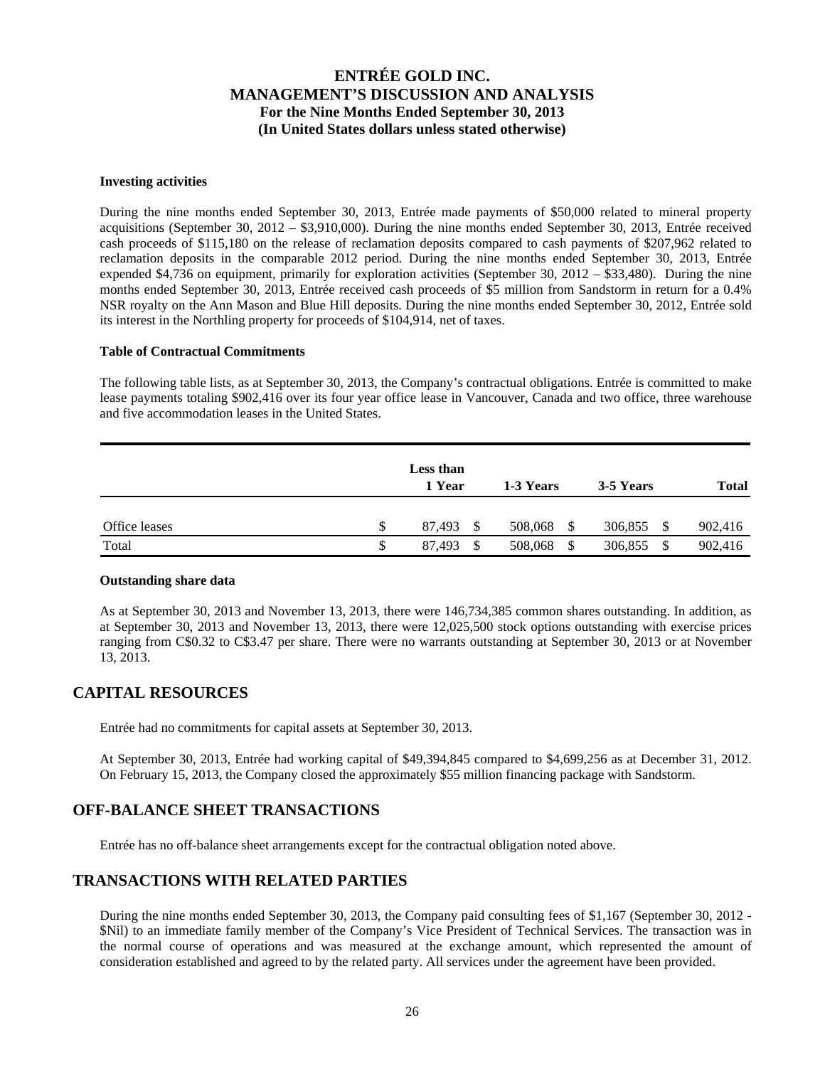#### Investing activities

During the nine months ended September 30, 2013, Entrée made payments of $50,000 related to mineral property acquisitions (September 30, 2012 – $3,910,000). During the nine months ended September 30, 2013, Entrée received cash proceeds of $115,180 on the release of reclamation deposits compared to cash payments of $207,962 related to reclamation deposits in the comparable 2012 period. During the nine months ended September 30, 2013, Entrée expended $4,736 on equipment, primarily for exploration activities (September 30, 2012 – $33,480). During the nine months ended September 30, 2013, Entrée received cash proceeds of $5 million from Sandstorm in return for a 0.4% NSR royalty on the Ann Mason and Blue Hill deposits. During the nine months ended September 30, 2012, Entrée sold its interest in the Northling property for proceeds of $104,914, net of taxes.

#### Table of Contractual Commitments

The following table lists, as at September 30, 2013, the Company's contractual obligations. Entrée is committed to make lease payments totaling $902,416 over its four year office lease in Vancouver, Canada and two office, three warehouse and five accommodation leases in the United States.

| | Less than 1 Year | 1-3 Years | 3-5 Years | Total |
|---|---|---|---|---|
| Office leases | $ 87,493 | $ 508,068 | $ 306,855 | $ 902,416 |
| Total | $ 87,493 | $ 508,068 | $ 306,855 | $ 902,416 |

#### Outstanding share data

As at September 30, 2013 and November 13, 2013, there were 146,734,385 common shares outstanding. In addition, as at September 30, 2013 and November 13, 2013, there were 12,025,500 stock options outstanding with exercise prices ranging from C$0.32 to C$3.47 per share. There were no warrants outstanding at September 30, 2013 or at November 13, 2013.

## CAPITAL RESOURCES

Entrée had no commitments for capital assets at September 30, 2013.

At September 30, 2013, Entrée had working capital of $49,394,845 compared to $4,699,256 as at December 31, 2012. On February 15, 2013, the Company closed the approximately $55 million financing package with Sandstorm.

## OFF-BALANCE SHEET TRANSACTIONS

Entrée has no off-balance sheet arrangements except for the contractual obligation noted above.

## TRANSACTIONS WITH RELATED PARTIES

During the nine months ended September 30, 2013, the Company paid consulting fees of $1,167 (September 30, 2012 - $Nil) to an immediate family member of the Company's Vice President of Technical Services. The transaction was in the normal course of operations and was measured at the exchange amount, which represented the amount of consideration established and agreed to by the related party. All services under the agreement have been provided.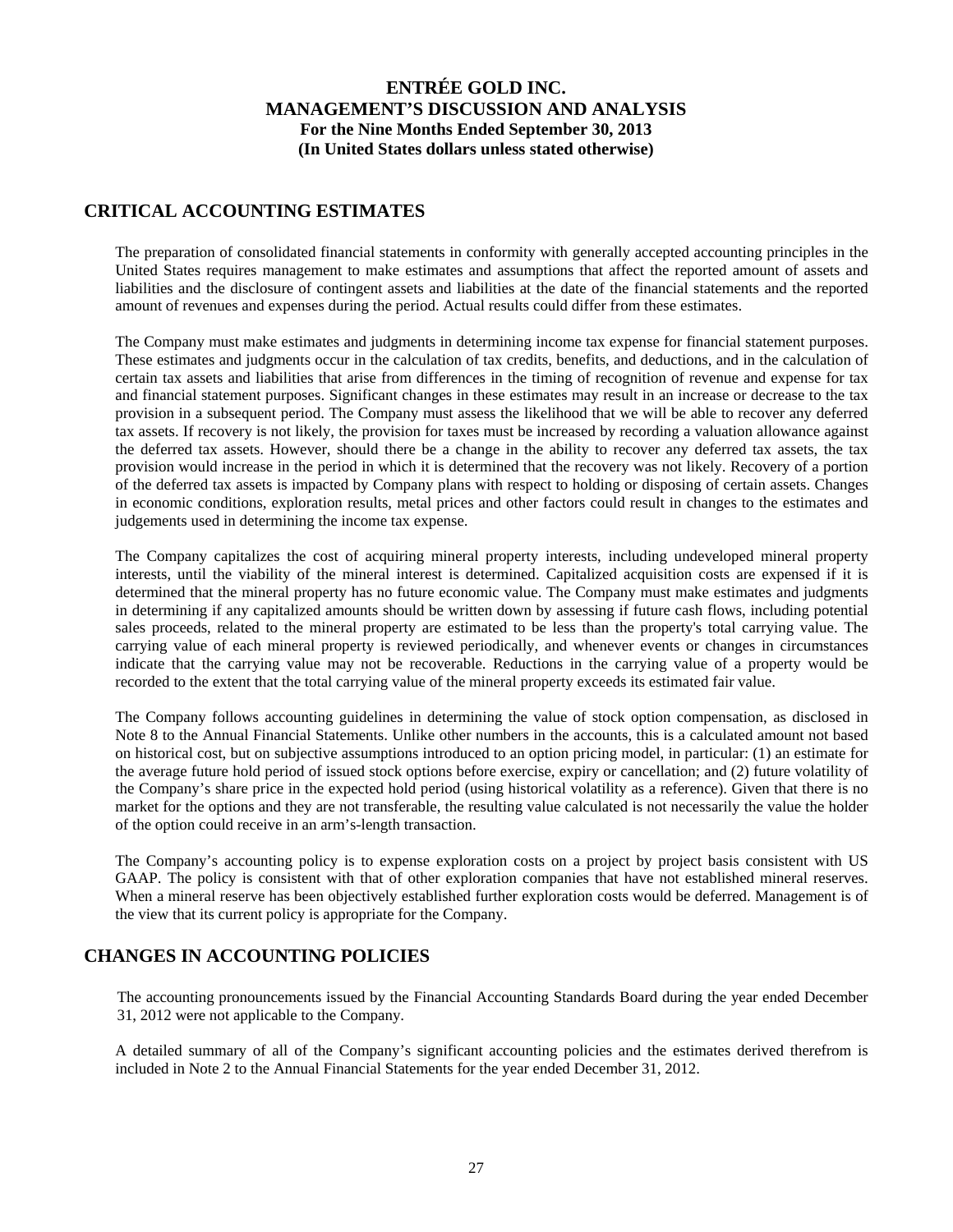## CRITICAL ACCOUNTING ESTIMATES

The preparation of consolidated financial statements in conformity with generally accepted accounting principles in the United States requires management to make estimates and assumptions that affect the reported amount of assets and liabilities and the disclosure of contingent assets and liabilities at the date of the financial statements and the reported amount of revenues and expenses during the period. Actual results could differ from these estimates.

The Company must make estimates and judgments in determining income tax expense for financial statement purposes. These estimates and judgments occur in the calculation of tax credits, benefits, and deductions, and in the calculation of certain tax assets and liabilities that arise from differences in the timing of recognition of revenue and expense for tax and financial statement purposes. Significant changes in these estimates may result in an increase or decrease to the tax provision in a subsequent period. The Company must assess the likelihood that we will be able to recover any deferred tax assets. If recovery is not likely, the provision for taxes must be increased by recording a valuation allowance against the deferred tax assets. However, should there be a change in the ability to recover any deferred tax assets, the tax provision would increase in the period in which it is determined that the recovery was not likely. Recovery of a portion of the deferred tax assets is impacted by Company plans with respect to holding or disposing of certain assets. Changes in economic conditions, exploration results, metal prices and other factors could result in changes to the estimates and judgements used in determining the income tax expense.

The Company capitalizes the cost of acquiring mineral property interests, including undeveloped mineral property interests, until the viability of the mineral interest is determined. Capitalized acquisition costs are expensed if it is determined that the mineral property has no future economic value. The Company must make estimates and judgments in determining if any capitalized amounts should be written down by assessing if future cash flows, including potential sales proceeds, related to the mineral property are estimated to be less than the property's total carrying value. The carrying value of each mineral property is reviewed periodically, and whenever events or changes in circumstances indicate that the carrying value may not be recoverable. Reductions in the carrying value of a property would be recorded to the extent that the total carrying value of the mineral property exceeds its estimated fair value.

The Company follows accounting guidelines in determining the value of stock option compensation, as disclosed in Note 8 to the Annual Financial Statements. Unlike other numbers in the accounts, this is a calculated amount not based on historical cost, but on subjective assumptions introduced to an option pricing model, in particular: (1) an estimate for the average future hold period of issued stock options before exercise, expiry or cancellation; and (2) future volatility of the Company's share price in the expected hold period (using historical volatility as a reference). Given that there is no market for the options and they are not transferable, the resulting value calculated is not necessarily the value the holder of the option could receive in an arm's-length transaction.

The Company's accounting policy is to expense exploration costs on a project by project basis consistent with US GAAP. The policy is consistent with that of other exploration companies that have not established mineral reserves. When a mineral reserve has been objectively established further exploration costs would be deferred. Management is of the view that its current policy is appropriate for the Company.

## CHANGES IN ACCOUNTING POLICIES

The accounting pronouncements issued by the Financial Accounting Standards Board during the year ended December 31, 2012 were not applicable to the Company.

A detailed summary of all of the Company's significant accounting policies and the estimates derived therefrom is included in Note 2 to the Annual Financial Statements for the year ended December 31, 2012.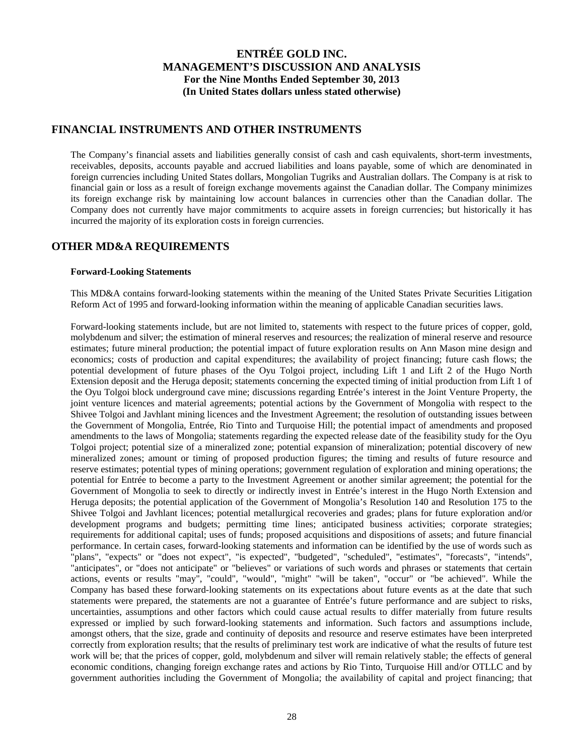## FINANCIAL INSTRUMENTS AND OTHER INSTRUMENTS

The Company's financial assets and liabilities generally consist of cash and cash equivalents, short-term investments, receivables, deposits, accounts payable and accrued liabilities and loans payable, some of which are denominated in foreign currencies including United States dollars, Mongolian Tugriks and Australian dollars. The Company is at risk to financial gain or loss as a result of foreign exchange movements against the Canadian dollar. The Company minimizes its foreign exchange risk by maintaining low account balances in currencies other than the Canadian dollar. The Company does not currently have major commitments to acquire assets in foreign currencies; but historically it has incurred the majority of its exploration costs in foreign currencies.

## OTHER MD&A REQUIREMENTS

### Forward-Looking Statements

This MD&A contains forward-looking statements within the meaning of the United States Private Securities Litigation Reform Act of 1995 and forward-looking information within the meaning of applicable Canadian securities laws.

Forward-looking statements include, but are not limited to, statements with respect to the future prices of copper, gold, molybdenum and silver; the estimation of mineral reserves and resources; the realization of mineral reserve and resource estimates; future mineral production; the potential impact of future exploration results on Ann Mason mine design and economics; costs of production and capital expenditures; the availability of project financing; future cash flows; the potential development of future phases of the Oyu Tolgoi project, including Lift 1 and Lift 2 of the Hugo North Extension deposit and the Heruga deposit; statements concerning the expected timing of initial production from Lift 1 of the Oyu Tolgoi block underground cave mine; discussions regarding Entrée's interest in the Joint Venture Property, the joint venture licences and material agreements; potential actions by the Government of Mongolia with respect to the Shivee Tolgoi and Javhlant mining licences and the Investment Agreement; the resolution of outstanding issues between the Government of Mongolia, Entrée, Rio Tinto and Turquoise Hill; the potential impact of amendments and proposed amendments to the laws of Mongolia; statements regarding the expected release date of the feasibility study for the Oyu Tolgoi project; potential size of a mineralized zone; potential expansion of mineralization; potential discovery of new mineralized zones; amount or timing of proposed production figures; the timing and results of future resource and reserve estimates; potential types of mining operations; government regulation of exploration and mining operations; the potential for Entrée to become a party to the Investment Agreement or another similar agreement; the potential for the Government of Mongolia to seek to directly or indirectly invest in Entrée's interest in the Hugo North Extension and Heruga deposits; the potential application of the Government of Mongolia's Resolution 140 and Resolution 175 to the Shivee Tolgoi and Javhlant licences; potential metallurgical recoveries and grades; plans for future exploration and/or development programs and budgets; permitting time lines; anticipated business activities; corporate strategies; requirements for additional capital; uses of funds; proposed acquisitions and dispositions of assets; and future financial performance. In certain cases, forward-looking statements and information can be identified by the use of words such as "plans", "expects" or "does not expect", "is expected", "budgeted", "scheduled", "estimates", "forecasts", "intends", "anticipates", or "does not anticipate" or "believes" or variations of such words and phrases or statements that certain actions, events or results "may", "could", "would", "might" "will be taken", "occur" or "be achieved". While the Company has based these forward-looking statements on its expectations about future events as at the date that such statements were prepared, the statements are not a guarantee of Entrée's future performance and are subject to risks, uncertainties, assumptions and other factors which could cause actual results to differ materially from future results expressed or implied by such forward-looking statements and information. Such factors and assumptions include, amongst others, that the size, grade and continuity of deposits and resource and reserve estimates have been interpreted correctly from exploration results; that the results of preliminary test work are indicative of what the results of future test work will be; that the prices of copper, gold, molybdenum and silver will remain relatively stable; the effects of general economic conditions, changing foreign exchange rates and actions by Rio Tinto, Turquoise Hill and/or OTLLC and by government authorities including the Government of Mongolia; the availability of capital and project financing; that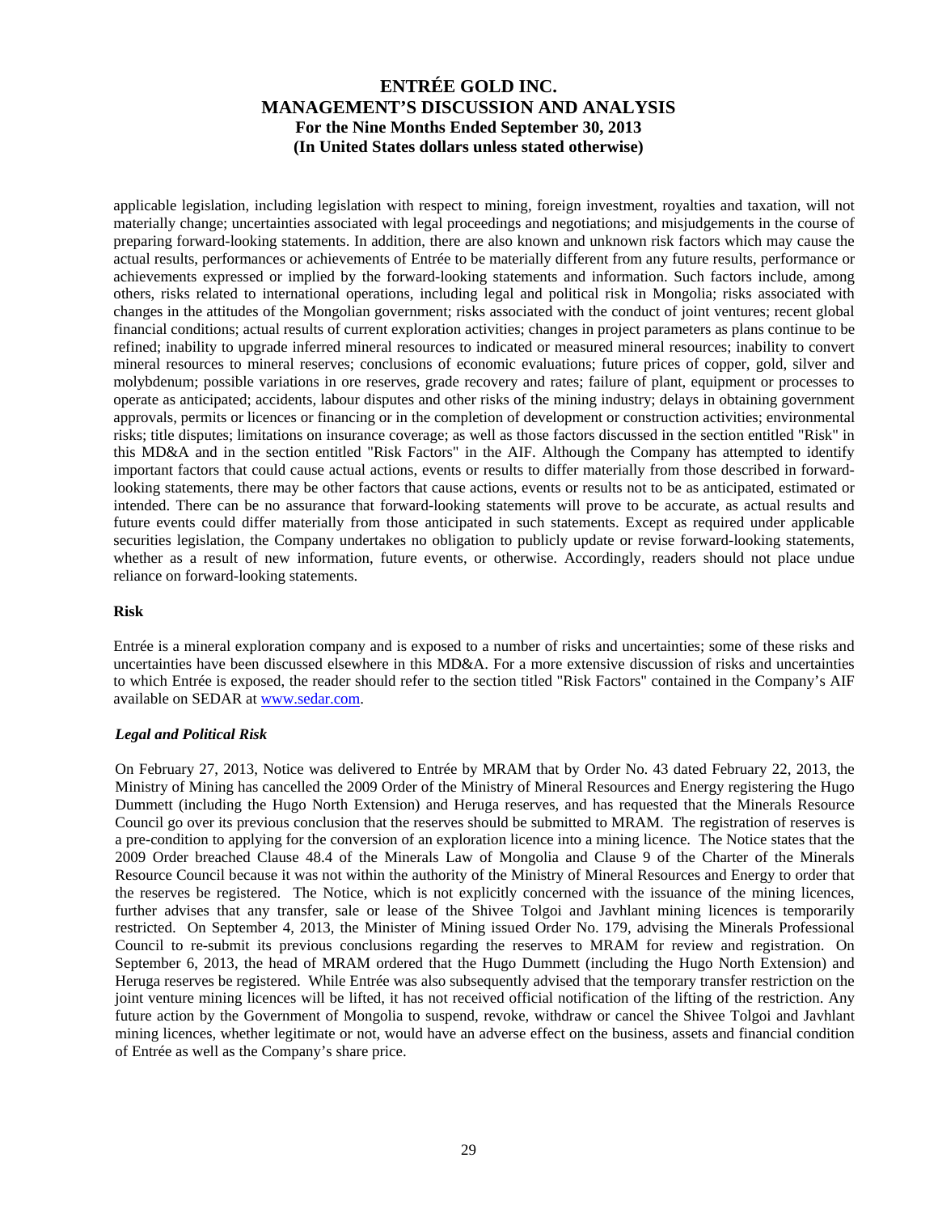applicable legislation, including legislation with respect to mining, foreign investment, royalties and taxation, will not materially change; uncertainties associated with legal proceedings and negotiations; and misjudgements in the course of preparing forward-looking statements. In addition, there are also known and unknown risk factors which may cause the actual results, performances or achievements of Entrée to be materially different from any future results, performance or achievements expressed or implied by the forward-looking statements and information. Such factors include, among others, risks related to international operations, including legal and political risk in Mongolia; risks associated with changes in the attitudes of the Mongolian government; risks associated with the conduct of joint ventures; recent global financial conditions; actual results of current exploration activities; changes in project parameters as plans continue to be refined; inability to upgrade inferred mineral resources to indicated or measured mineral resources; inability to convert mineral resources to mineral reserves; conclusions of economic evaluations; future prices of copper, gold, silver and molybdenum; possible variations in ore reserves, grade recovery and rates; failure of plant, equipment or processes to operate as anticipated; accidents, labour disputes and other risks of the mining industry; delays in obtaining government approvals, permits or licences or financing or in the completion of development or construction activities; environmental risks; title disputes; limitations on insurance coverage; as well as those factors discussed in the section entitled "Risk" in this MD&A and in the section entitled "Risk Factors" in the AIF. Although the Company has attempted to identify important factors that could cause actual actions, events or results to differ materially from those described in forward-looking statements, there may be other factors that cause actions, events or results not to be as anticipated, estimated or intended. There can be no assurance that forward-looking statements will prove to be accurate, as actual results and future events could differ materially from those anticipated in such statements. Except as required under applicable securities legislation, the Company undertakes no obligation to publicly update or revise forward-looking statements, whether as a result of new information, future events, or otherwise. Accordingly, readers should not place undue reliance on forward-looking statements.

**Risk**

Entrée is a mineral exploration company and is exposed to a number of risks and uncertainties; some of these risks and uncertainties have been discussed elsewhere in this MD&A. For a more extensive discussion of risks and uncertainties to which Entrée is exposed, the reader should refer to the section titled "Risk Factors" contained in the Company's AIF available on SEDAR at www.sedar.com.

***Legal and Political Risk***

On February 27, 2013, Notice was delivered to Entrée by MRAM that by Order No. 43 dated February 22, 2013, the Ministry of Mining has cancelled the 2009 Order of the Ministry of Mineral Resources and Energy registering the Hugo Dummett (including the Hugo North Extension) and Heruga reserves, and has requested that the Minerals Resource Council go over its previous conclusion that the reserves should be submitted to MRAM. The registration of reserves is a pre-condition to applying for the conversion of an exploration licence into a mining licence. The Notice states that the 2009 Order breached Clause 48.4 of the Minerals Law of Mongolia and Clause 9 of the Charter of the Minerals Resource Council because it was not within the authority of the Ministry of Mineral Resources and Energy to order that the reserves be registered. The Notice, which is not explicitly concerned with the issuance of the mining licences, further advises that any transfer, sale or lease of the Shivee Tolgoi and Javhlant mining licences is temporarily restricted. On September 4, 2013, the Minister of Mining issued Order No. 179, advising the Minerals Professional Council to re-submit its previous conclusions regarding the reserves to MRAM for review and registration. On September 6, 2013, the head of MRAM ordered that the Hugo Dummett (including the Hugo North Extension) and Heruga reserves be registered. While Entrée was also subsequently advised that the temporary transfer restriction on the joint venture mining licences will be lifted, it has not received official notification of the lifting of the restriction. Any future action by the Government of Mongolia to suspend, revoke, withdraw or cancel the Shivee Tolgoi and Javhlant mining licences, whether legitimate or not, would have an adverse effect on the business, assets and financial condition of Entrée as well as the Company's share price.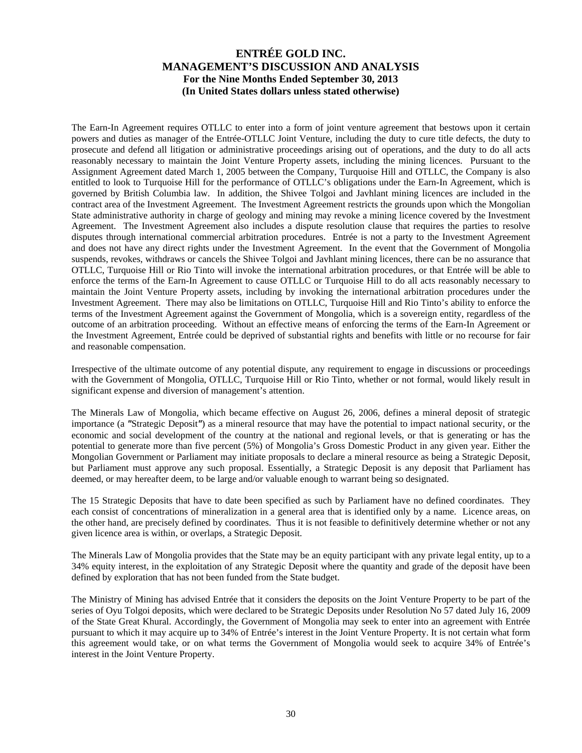The Earn-In Agreement requires OTLLC to enter into a form of joint venture agreement that bestows upon it certain powers and duties as manager of the Entrée-OTLLC Joint Venture, including the duty to cure title defects, the duty to prosecute and defend all litigation or administrative proceedings arising out of operations, and the duty to do all acts reasonably necessary to maintain the Joint Venture Property assets, including the mining licences. Pursuant to the Assignment Agreement dated March 1, 2005 between the Company, Turquoise Hill and OTLLC, the Company is also entitled to look to Turquoise Hill for the performance of OTLLC's obligations under the Earn-In Agreement, which is governed by British Columbia law. In addition, the Shivee Tolgoi and Javhlant mining licences are included in the contract area of the Investment Agreement. The Investment Agreement restricts the grounds upon which the Mongolian State administrative authority in charge of geology and mining may revoke a mining licence covered by the Investment Agreement. The Investment Agreement also includes a dispute resolution clause that requires the parties to resolve disputes through international commercial arbitration procedures. Entrée is not a party to the Investment Agreement and does not have any direct rights under the Investment Agreement. In the event that the Government of Mongolia suspends, revokes, withdraws or cancels the Shivee Tolgoi and Javhlant mining licences, there can be no assurance that OTLLC, Turquoise Hill or Rio Tinto will invoke the international arbitration procedures, or that Entrée will be able to enforce the terms of the Earn-In Agreement to cause OTLLC or Turquoise Hill to do all acts reasonably necessary to maintain the Joint Venture Property assets, including by invoking the international arbitration procedures under the Investment Agreement. There may also be limitations on OTLLC, Turquoise Hill and Rio Tinto's ability to enforce the terms of the Investment Agreement against the Government of Mongolia, which is a sovereign entity, regardless of the outcome of an arbitration proceeding. Without an effective means of enforcing the terms of the Earn-In Agreement or the Investment Agreement, Entrée could be deprived of substantial rights and benefits with little or no recourse for fair and reasonable compensation.

Irrespective of the ultimate outcome of any potential dispute, any requirement to engage in discussions or proceedings with the Government of Mongolia, OTLLC, Turquoise Hill or Rio Tinto, whether or not formal, would likely result in significant expense and diversion of management's attention.

The Minerals Law of Mongolia, which became effective on August 26, 2006, defines a mineral deposit of strategic importance (a "Strategic Deposit") as a mineral resource that may have the potential to impact national security, or the economic and social development of the country at the national and regional levels, or that is generating or has the potential to generate more than five percent (5%) of Mongolia's Gross Domestic Product in any given year. Either the Mongolian Government or Parliament may initiate proposals to declare a mineral resource as being a Strategic Deposit, but Parliament must approve any such proposal. Essentially, a Strategic Deposit is any deposit that Parliament has deemed, or may hereafter deem, to be large and/or valuable enough to warrant being so designated.

The 15 Strategic Deposits that have to date been specified as such by Parliament have no defined coordinates. They each consist of concentrations of mineralization in a general area that is identified only by a name. Licence areas, on the other hand, are precisely defined by coordinates. Thus it is not feasible to definitively determine whether or not any given licence area is within, or overlaps, a Strategic Deposit.

The Minerals Law of Mongolia provides that the State may be an equity participant with any private legal entity, up to a 34% equity interest, in the exploitation of any Strategic Deposit where the quantity and grade of the deposit have been defined by exploration that has not been funded from the State budget.

The Ministry of Mining has advised Entrée that it considers the deposits on the Joint Venture Property to be part of the series of Oyu Tolgoi deposits, which were declared to be Strategic Deposits under Resolution No 57 dated July 16, 2009 of the State Great Khural. Accordingly, the Government of Mongolia may seek to enter into an agreement with Entrée pursuant to which it may acquire up to 34% of Entrée's interest in the Joint Venture Property. It is not certain what form this agreement would take, or on what terms the Government of Mongolia would seek to acquire 34% of Entrée's interest in the Joint Venture Property.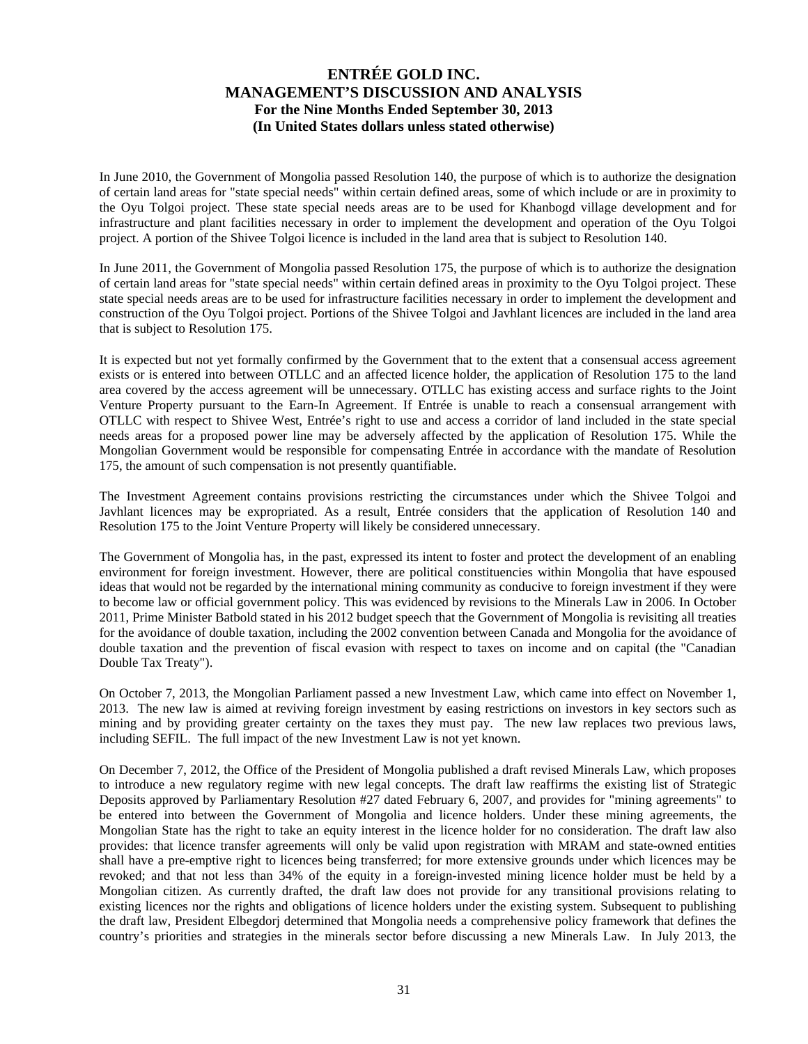In June 2010, the Government of Mongolia passed Resolution 140, the purpose of which is to authorize the designation of certain land areas for "state special needs" within certain defined areas, some of which include or are in proximity to the Oyu Tolgoi project. These state special needs areas are to be used for Khanbogd village development and for infrastructure and plant facilities necessary in order to implement the development and operation of the Oyu Tolgoi project. A portion of the Shivee Tolgoi licence is included in the land area that is subject to Resolution 140.

In June 2011, the Government of Mongolia passed Resolution 175, the purpose of which is to authorize the designation of certain land areas for "state special needs" within certain defined areas in proximity to the Oyu Tolgoi project. These state special needs areas are to be used for infrastructure facilities necessary in order to implement the development and construction of the Oyu Tolgoi project. Portions of the Shivee Tolgoi and Javhlant licences are included in the land area that is subject to Resolution 175.

It is expected but not yet formally confirmed by the Government that to the extent that a consensual access agreement exists or is entered into between OTLLC and an affected licence holder, the application of Resolution 175 to the land area covered by the access agreement will be unnecessary. OTLLC has existing access and surface rights to the Joint Venture Property pursuant to the Earn-In Agreement. If Entrée is unable to reach a consensual arrangement with OTLLC with respect to Shivee West, Entrée's right to use and access a corridor of land included in the state special needs areas for a proposed power line may be adversely affected by the application of Resolution 175. While the Mongolian Government would be responsible for compensating Entrée in accordance with the mandate of Resolution 175, the amount of such compensation is not presently quantifiable.

The Investment Agreement contains provisions restricting the circumstances under which the Shivee Tolgoi and Javhlant licences may be expropriated. As a result, Entrée considers that the application of Resolution 140 and Resolution 175 to the Joint Venture Property will likely be considered unnecessary.

The Government of Mongolia has, in the past, expressed its intent to foster and protect the development of an enabling environment for foreign investment. However, there are political constituencies within Mongolia that have espoused ideas that would not be regarded by the international mining community as conducive to foreign investment if they were to become law or official government policy. This was evidenced by revisions to the Minerals Law in 2006. In October 2011, Prime Minister Batbold stated in his 2012 budget speech that the Government of Mongolia is revisiting all treaties for the avoidance of double taxation, including the 2002 convention between Canada and Mongolia for the avoidance of double taxation and the prevention of fiscal evasion with respect to taxes on income and on capital (the "Canadian Double Tax Treaty").

On October 7, 2013, the Mongolian Parliament passed a new Investment Law, which came into effect on November 1, 2013. The new law is aimed at reviving foreign investment by easing restrictions on investors in key sectors such as mining and by providing greater certainty on the taxes they must pay. The new law replaces two previous laws, including SEFIL. The full impact of the new Investment Law is not yet known.

On December 7, 2012, the Office of the President of Mongolia published a draft revised Minerals Law, which proposes to introduce a new regulatory regime with new legal concepts. The draft law reaffirms the existing list of Strategic Deposits approved by Parliamentary Resolution #27 dated February 6, 2007, and provides for "mining agreements" to be entered into between the Government of Mongolia and licence holders. Under these mining agreements, the Mongolian State has the right to take an equity interest in the licence holder for no consideration. The draft law also provides: that licence transfer agreements will only be valid upon registration with MRAM and state-owned entities shall have a pre-emptive right to licences being transferred; for more extensive grounds under which licences may be revoked; and that not less than 34% of the equity in a foreign-invested mining licence holder must be held by a Mongolian citizen. As currently drafted, the draft law does not provide for any transitional provisions relating to existing licences nor the rights and obligations of licence holders under the existing system. Subsequent to publishing the draft law, President Elbegdorj determined that Mongolia needs a comprehensive policy framework that defines the country's priorities and strategies in the minerals sector before discussing a new Minerals Law. In July 2013, the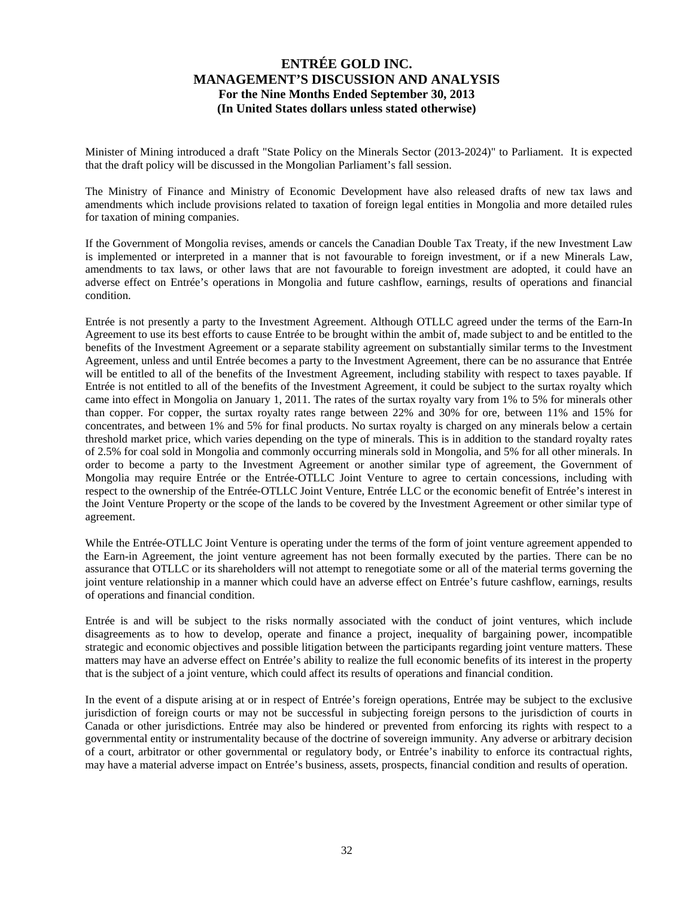Minister of Mining introduced a draft "State Policy on the Minerals Sector (2013-2024)" to Parliament. It is expected that the draft policy will be discussed in the Mongolian Parliament's fall session.

The Ministry of Finance and Ministry of Economic Development have also released drafts of new tax laws and amendments which include provisions related to taxation of foreign legal entities in Mongolia and more detailed rules for taxation of mining companies.

If the Government of Mongolia revises, amends or cancels the Canadian Double Tax Treaty, if the new Investment Law is implemented or interpreted in a manner that is not favourable to foreign investment, or if a new Minerals Law, amendments to tax laws, or other laws that are not favourable to foreign investment are adopted, it could have an adverse effect on Entrée's operations in Mongolia and future cashflow, earnings, results of operations and financial condition.

Entrée is not presently a party to the Investment Agreement. Although OTLLC agreed under the terms of the Earn-In Agreement to use its best efforts to cause Entrée to be brought within the ambit of, made subject to and be entitled to the benefits of the Investment Agreement or a separate stability agreement on substantially similar terms to the Investment Agreement, unless and until Entrée becomes a party to the Investment Agreement, there can be no assurance that Entrée will be entitled to all of the benefits of the Investment Agreement, including stability with respect to taxes payable. If Entrée is not entitled to all of the benefits of the Investment Agreement, it could be subject to the surtax royalty which came into effect in Mongolia on January 1, 2011. The rates of the surtax royalty vary from 1% to 5% for minerals other than copper. For copper, the surtax royalty rates range between 22% and 30% for ore, between 11% and 15% for concentrates, and between 1% and 5% for final products. No surtax royalty is charged on any minerals below a certain threshold market price, which varies depending on the type of minerals. This is in addition to the standard royalty rates of 2.5% for coal sold in Mongolia and commonly occurring minerals sold in Mongolia, and 5% for all other minerals. In order to become a party to the Investment Agreement or another similar type of agreement, the Government of Mongolia may require Entrée or the Entrée-OTLLC Joint Venture to agree to certain concessions, including with respect to the ownership of the Entrée-OTLLC Joint Venture, Entrée LLC or the economic benefit of Entrée's interest in the Joint Venture Property or the scope of the lands to be covered by the Investment Agreement or other similar type of agreement.

While the Entrée-OTLLC Joint Venture is operating under the terms of the form of joint venture agreement appended to the Earn-in Agreement, the joint venture agreement has not been formally executed by the parties. There can be no assurance that OTLLC or its shareholders will not attempt to renegotiate some or all of the material terms governing the joint venture relationship in a manner which could have an adverse effect on Entrée's future cashflow, earnings, results of operations and financial condition.

Entrée is and will be subject to the risks normally associated with the conduct of joint ventures, which include disagreements as to how to develop, operate and finance a project, inequality of bargaining power, incompatible strategic and economic objectives and possible litigation between the participants regarding joint venture matters. These matters may have an adverse effect on Entrée's ability to realize the full economic benefits of its interest in the property that is the subject of a joint venture, which could affect its results of operations and financial condition.

In the event of a dispute arising at or in respect of Entrée's foreign operations, Entrée may be subject to the exclusive jurisdiction of foreign courts or may not be successful in subjecting foreign persons to the jurisdiction of courts in Canada or other jurisdictions. Entrée may also be hindered or prevented from enforcing its rights with respect to a governmental entity or instrumentality because of the doctrine of sovereign immunity. Any adverse or arbitrary decision of a court, arbitrator or other governmental or regulatory body, or Entrée's inability to enforce its contractual rights, may have a material adverse impact on Entrée's business, assets, prospects, financial condition and results of operation.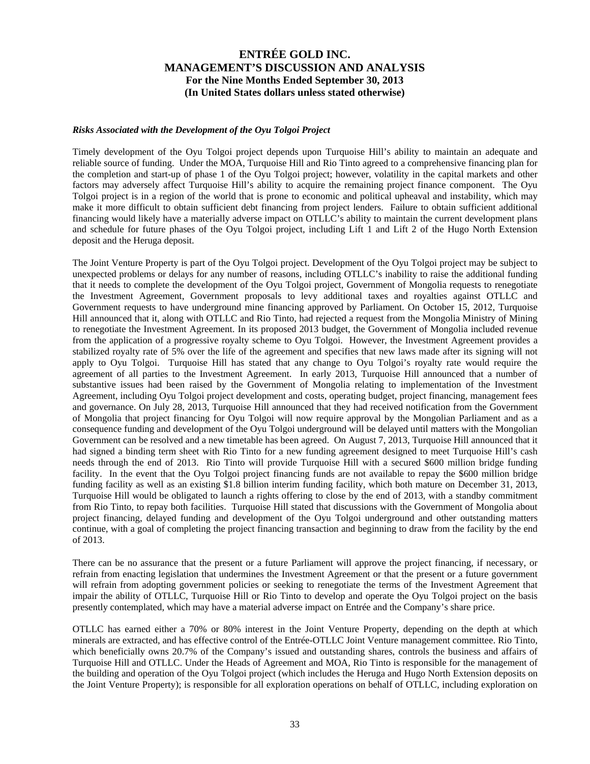*Risks Associated with the Development of the Oyu Tolgoi Project*

Timely development of the Oyu Tolgoi project depends upon Turquoise Hill's ability to maintain an adequate and reliable source of funding. Under the MOA, Turquoise Hill and Rio Tinto agreed to a comprehensive financing plan for the completion and start-up of phase 1 of the Oyu Tolgoi project; however, volatility in the capital markets and other factors may adversely affect Turquoise Hill's ability to acquire the remaining project finance component. The Oyu Tolgoi project is in a region of the world that is prone to economic and political upheaval and instability, which may make it more difficult to obtain sufficient debt financing from project lenders. Failure to obtain sufficient additional financing would likely have a materially adverse impact on OTLLC's ability to maintain the current development plans and schedule for future phases of the Oyu Tolgoi project, including Lift 1 and Lift 2 of the Hugo North Extension deposit and the Heruga deposit.

The Joint Venture Property is part of the Oyu Tolgoi project. Development of the Oyu Tolgoi project may be subject to unexpected problems or delays for any number of reasons, including OTLLC's inability to raise the additional funding that it needs to complete the development of the Oyu Tolgoi project, Government of Mongolia requests to renegotiate the Investment Agreement, Government proposals to levy additional taxes and royalties against OTLLC and Government requests to have underground mine financing approved by Parliament. On October 15, 2012, Turquoise Hill announced that it, along with OTLLC and Rio Tinto, had rejected a request from the Mongolia Ministry of Mining to renegotiate the Investment Agreement. In its proposed 2013 budget, the Government of Mongolia included revenue from the application of a progressive royalty scheme to Oyu Tolgoi. However, the Investment Agreement provides a stabilized royalty rate of 5% over the life of the agreement and specifies that new laws made after its signing will not apply to Oyu Tolgoi. Turquoise Hill has stated that any change to Oyu Tolgoi's royalty rate would require the agreement of all parties to the Investment Agreement. In early 2013, Turquoise Hill announced that a number of substantive issues had been raised by the Government of Mongolia relating to implementation of the Investment Agreement, including Oyu Tolgoi project development and costs, operating budget, project financing, management fees and governance. On July 28, 2013, Turquoise Hill announced that they had received notification from the Government of Mongolia that project financing for Oyu Tolgoi will now require approval by the Mongolian Parliament and as a consequence funding and development of the Oyu Tolgoi underground will be delayed until matters with the Mongolian Government can be resolved and a new timetable has been agreed. On August 7, 2013, Turquoise Hill announced that it had signed a binding term sheet with Rio Tinto for a new funding agreement designed to meet Turquoise Hill's cash needs through the end of 2013. Rio Tinto will provide Turquoise Hill with a secured $600 million bridge funding facility. In the event that the Oyu Tolgoi project financing funds are not available to repay the $600 million bridge funding facility as well as an existing $1.8 billion interim funding facility, which both mature on December 31, 2013, Turquoise Hill would be obligated to launch a rights offering to close by the end of 2013, with a standby commitment from Rio Tinto, to repay both facilities. Turquoise Hill stated that discussions with the Government of Mongolia about project financing, delayed funding and development of the Oyu Tolgoi underground and other outstanding matters continue, with a goal of completing the project financing transaction and beginning to draw from the facility by the end of 2013.

There can be no assurance that the present or a future Parliament will approve the project financing, if necessary, or refrain from enacting legislation that undermines the Investment Agreement or that the present or a future government will refrain from adopting government policies or seeking to renegotiate the terms of the Investment Agreement that impair the ability of OTLLC, Turquoise Hill or Rio Tinto to develop and operate the Oyu Tolgoi project on the basis presently contemplated, which may have a material adverse impact on Entrée and the Company's share price.

OTLLC has earned either a 70% or 80% interest in the Joint Venture Property, depending on the depth at which minerals are extracted, and has effective control of the Entrée-OTLLC Joint Venture management committee. Rio Tinto, which beneficially owns 20.7% of the Company's issued and outstanding shares, controls the business and affairs of Turquoise Hill and OTLLC. Under the Heads of Agreement and MOA, Rio Tinto is responsible for the management of the building and operation of the Oyu Tolgoi project (which includes the Heruga and Hugo North Extension deposits on the Joint Venture Property); is responsible for all exploration operations on behalf of OTLLC, including exploration on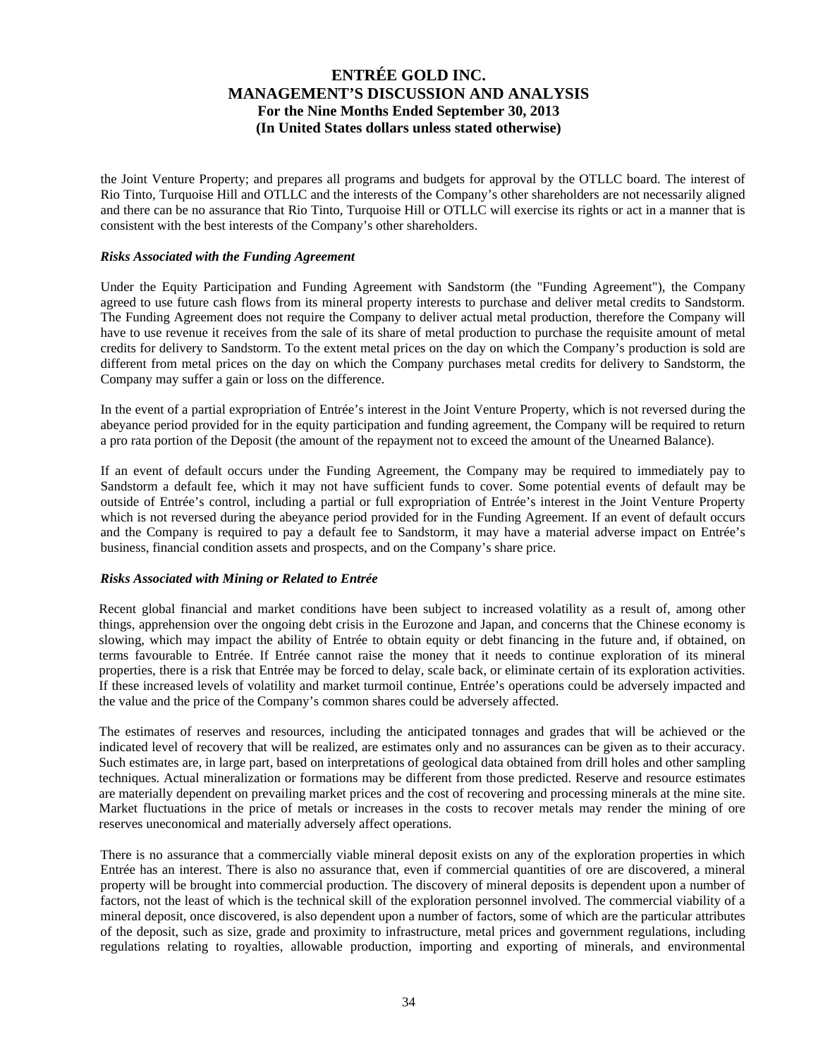the Joint Venture Property; and prepares all programs and budgets for approval by the OTLLC board. The interest of Rio Tinto, Turquoise Hill and OTLLC and the interests of the Company's other shareholders are not necessarily aligned and there can be no assurance that Rio Tinto, Turquoise Hill or OTLLC will exercise its rights or act in a manner that is consistent with the best interests of the Company's other shareholders.

***Risks Associated with the Funding Agreement***

Under the Equity Participation and Funding Agreement with Sandstorm (the "Funding Agreement"), the Company agreed to use future cash flows from its mineral property interests to purchase and deliver metal credits to Sandstorm. The Funding Agreement does not require the Company to deliver actual metal production, therefore the Company will have to use revenue it receives from the sale of its share of metal production to purchase the requisite amount of metal credits for delivery to Sandstorm. To the extent metal prices on the day on which the Company's production is sold are different from metal prices on the day on which the Company purchases metal credits for delivery to Sandstorm, the Company may suffer a gain or loss on the difference.

In the event of a partial expropriation of Entrée's interest in the Joint Venture Property, which is not reversed during the abeyance period provided for in the equity participation and funding agreement, the Company will be required to return a pro rata portion of the Deposit (the amount of the repayment not to exceed the amount of the Unearned Balance).

If an event of default occurs under the Funding Agreement, the Company may be required to immediately pay to Sandstorm a default fee, which it may not have sufficient funds to cover. Some potential events of default may be outside of Entrée's control, including a partial or full expropriation of Entrée's interest in the Joint Venture Property which is not reversed during the abeyance period provided for in the Funding Agreement. If an event of default occurs and the Company is required to pay a default fee to Sandstorm, it may have a material adverse impact on Entrée's business, financial condition assets and prospects, and on the Company's share price.

***Risks Associated with Mining or Related to Entrée***

Recent global financial and market conditions have been subject to increased volatility as a result of, among other things, apprehension over the ongoing debt crisis in the Eurozone and Japan, and concerns that the Chinese economy is slowing, which may impact the ability of Entrée to obtain equity or debt financing in the future and, if obtained, on terms favourable to Entrée. If Entrée cannot raise the money that it needs to continue exploration of its mineral properties, there is a risk that Entrée may be forced to delay, scale back, or eliminate certain of its exploration activities. If these increased levels of volatility and market turmoil continue, Entrée's operations could be adversely impacted and the value and the price of the Company's common shares could be adversely affected.

The estimates of reserves and resources, including the anticipated tonnages and grades that will be achieved or the indicated level of recovery that will be realized, are estimates only and no assurances can be given as to their accuracy. Such estimates are, in large part, based on interpretations of geological data obtained from drill holes and other sampling techniques. Actual mineralization or formations may be different from those predicted. Reserve and resource estimates are materially dependent on prevailing market prices and the cost of recovering and processing minerals at the mine site. Market fluctuations in the price of metals or increases in the costs to recover metals may render the mining of ore reserves uneconomical and materially adversely affect operations.

There is no assurance that a commercially viable mineral deposit exists on any of the exploration properties in which Entrée has an interest. There is also no assurance that, even if commercial quantities of ore are discovered, a mineral property will be brought into commercial production. The discovery of mineral deposits is dependent upon a number of factors, not the least of which is the technical skill of the exploration personnel involved. The commercial viability of a mineral deposit, once discovered, is also dependent upon a number of factors, some of which are the particular attributes of the deposit, such as size, grade and proximity to infrastructure, metal prices and government regulations, including regulations relating to royalties, allowable production, importing and exporting of minerals, and environmental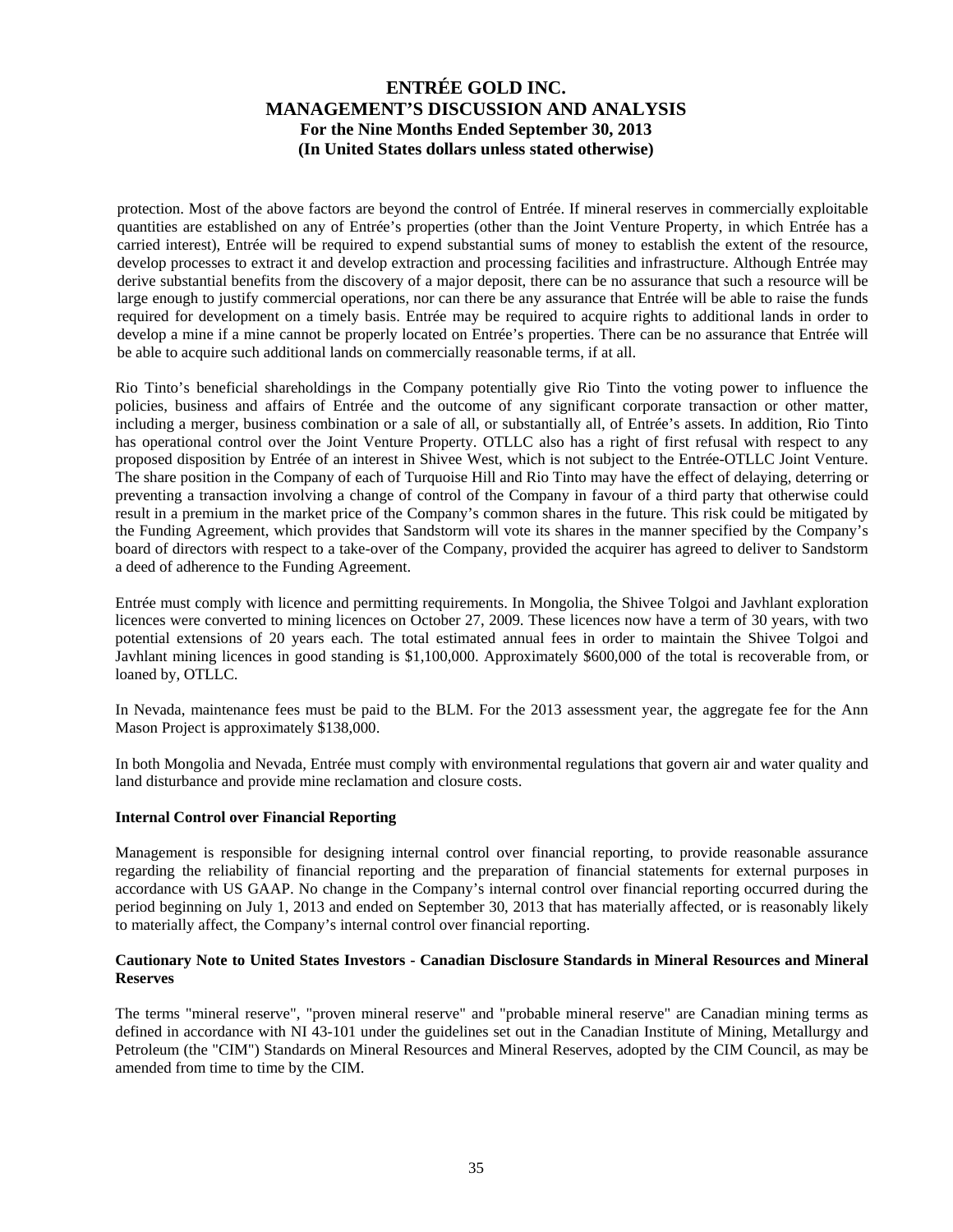protection. Most of the above factors are beyond the control of Entrée. If mineral reserves in commercially exploitable quantities are established on any of Entrée's properties (other than the Joint Venture Property, in which Entrée has a carried interest), Entrée will be required to expend substantial sums of money to establish the extent of the resource, develop processes to extract it and develop extraction and processing facilities and infrastructure. Although Entrée may derive substantial benefits from the discovery of a major deposit, there can be no assurance that such a resource will be large enough to justify commercial operations, nor can there be any assurance that Entrée will be able to raise the funds required for development on a timely basis. Entrée may be required to acquire rights to additional lands in order to develop a mine if a mine cannot be properly located on Entrée's properties. There can be no assurance that Entrée will be able to acquire such additional lands on commercially reasonable terms, if at all.

Rio Tinto's beneficial shareholdings in the Company potentially give Rio Tinto the voting power to influence the policies, business and affairs of Entrée and the outcome of any significant corporate transaction or other matter, including a merger, business combination or a sale of all, or substantially all, of Entrée's assets. In addition, Rio Tinto has operational control over the Joint Venture Property. OTLLC also has a right of first refusal with respect to any proposed disposition by Entrée of an interest in Shivee West, which is not subject to the Entrée-OTLLC Joint Venture. The share position in the Company of each of Turquoise Hill and Rio Tinto may have the effect of delaying, deterring or preventing a transaction involving a change of control of the Company in favour of a third party that otherwise could result in a premium in the market price of the Company's common shares in the future. This risk could be mitigated by the Funding Agreement, which provides that Sandstorm will vote its shares in the manner specified by the Company's board of directors with respect to a take-over of the Company, provided the acquirer has agreed to deliver to Sandstorm a deed of adherence to the Funding Agreement.

Entrée must comply with licence and permitting requirements. In Mongolia, the Shivee Tolgoi and Javhlant exploration licences were converted to mining licences on October 27, 2009. These licences now have a term of 30 years, with two potential extensions of 20 years each. The total estimated annual fees in order to maintain the Shivee Tolgoi and Javhlant mining licences in good standing is $1,100,000. Approximately $600,000 of the total is recoverable from, or loaned by, OTLLC.

In Nevada, maintenance fees must be paid to the BLM. For the 2013 assessment year, the aggregate fee for the Ann Mason Project is approximately $138,000.

In both Mongolia and Nevada, Entrée must comply with environmental regulations that govern air and water quality and land disturbance and provide mine reclamation and closure costs.

**Internal Control over Financial Reporting**

Management is responsible for designing internal control over financial reporting, to provide reasonable assurance regarding the reliability of financial reporting and the preparation of financial statements for external purposes in accordance with US GAAP. No change in the Company's internal control over financial reporting occurred during the period beginning on July 1, 2013 and ended on September 30, 2013 that has materially affected, or is reasonably likely to materially affect, the Company's internal control over financial reporting.

**Cautionary Note to United States Investors - Canadian Disclosure Standards in Mineral Resources and Mineral Reserves**

The terms "mineral reserve", "proven mineral reserve" and "probable mineral reserve" are Canadian mining terms as defined in accordance with NI 43-101 under the guidelines set out in the Canadian Institute of Mining, Metallurgy and Petroleum (the "CIM") Standards on Mineral Resources and Mineral Reserves, adopted by the CIM Council, as may be amended from time to time by the CIM.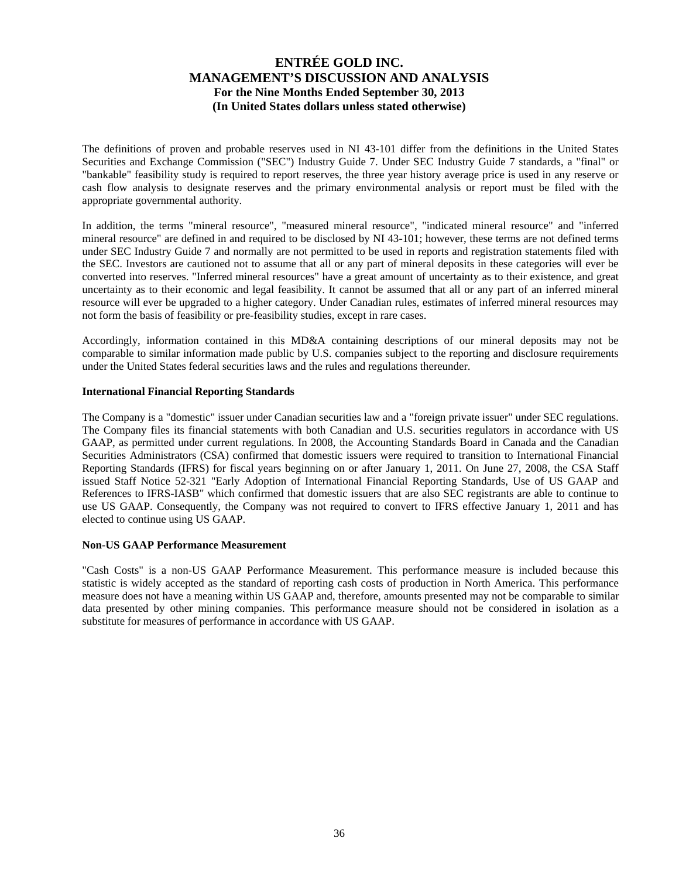The definitions of proven and probable reserves used in NI 43-101 differ from the definitions in the United States Securities and Exchange Commission ("SEC") Industry Guide 7. Under SEC Industry Guide 7 standards, a "final" or "bankable" feasibility study is required to report reserves, the three year history average price is used in any reserve or cash flow analysis to designate reserves and the primary environmental analysis or report must be filed with the appropriate governmental authority.

In addition, the terms "mineral resource", "measured mineral resource", "indicated mineral resource" and "inferred mineral resource" are defined in and required to be disclosed by NI 43-101; however, these terms are not defined terms under SEC Industry Guide 7 and normally are not permitted to be used in reports and registration statements filed with the SEC. Investors are cautioned not to assume that all or any part of mineral deposits in these categories will ever be converted into reserves. "Inferred mineral resources" have a great amount of uncertainty as to their existence, and great uncertainty as to their economic and legal feasibility. It cannot be assumed that all or any part of an inferred mineral resource will ever be upgraded to a higher category. Under Canadian rules, estimates of inferred mineral resources may not form the basis of feasibility or pre-feasibility studies, except in rare cases.

Accordingly, information contained in this MD&A containing descriptions of our mineral deposits may not be comparable to similar information made public by U.S. companies subject to the reporting and disclosure requirements under the United States federal securities laws and the rules and regulations thereunder.

**International Financial Reporting Standards**

The Company is a "domestic" issuer under Canadian securities law and a "foreign private issuer" under SEC regulations. The Company files its financial statements with both Canadian and U.S. securities regulators in accordance with US GAAP, as permitted under current regulations. In 2008, the Accounting Standards Board in Canada and the Canadian Securities Administrators (CSA) confirmed that domestic issuers were required to transition to International Financial Reporting Standards (IFRS) for fiscal years beginning on or after January 1, 2011. On June 27, 2008, the CSA Staff issued Staff Notice 52-321 "Early Adoption of International Financial Reporting Standards, Use of US GAAP and References to IFRS-IASB" which confirmed that domestic issuers that are also SEC registrants are able to continue to use US GAAP. Consequently, the Company was not required to convert to IFRS effective January 1, 2011 and has elected to continue using US GAAP.

**Non-US GAAP Performance Measurement**

"Cash Costs" is a non-US GAAP Performance Measurement. This performance measure is included because this statistic is widely accepted as the standard of reporting cash costs of production in North America. This performance measure does not have a meaning within US GAAP and, therefore, amounts presented may not be comparable to similar data presented by other mining companies. This performance measure should not be considered in isolation as a substitute for measures of performance in accordance with US GAAP.